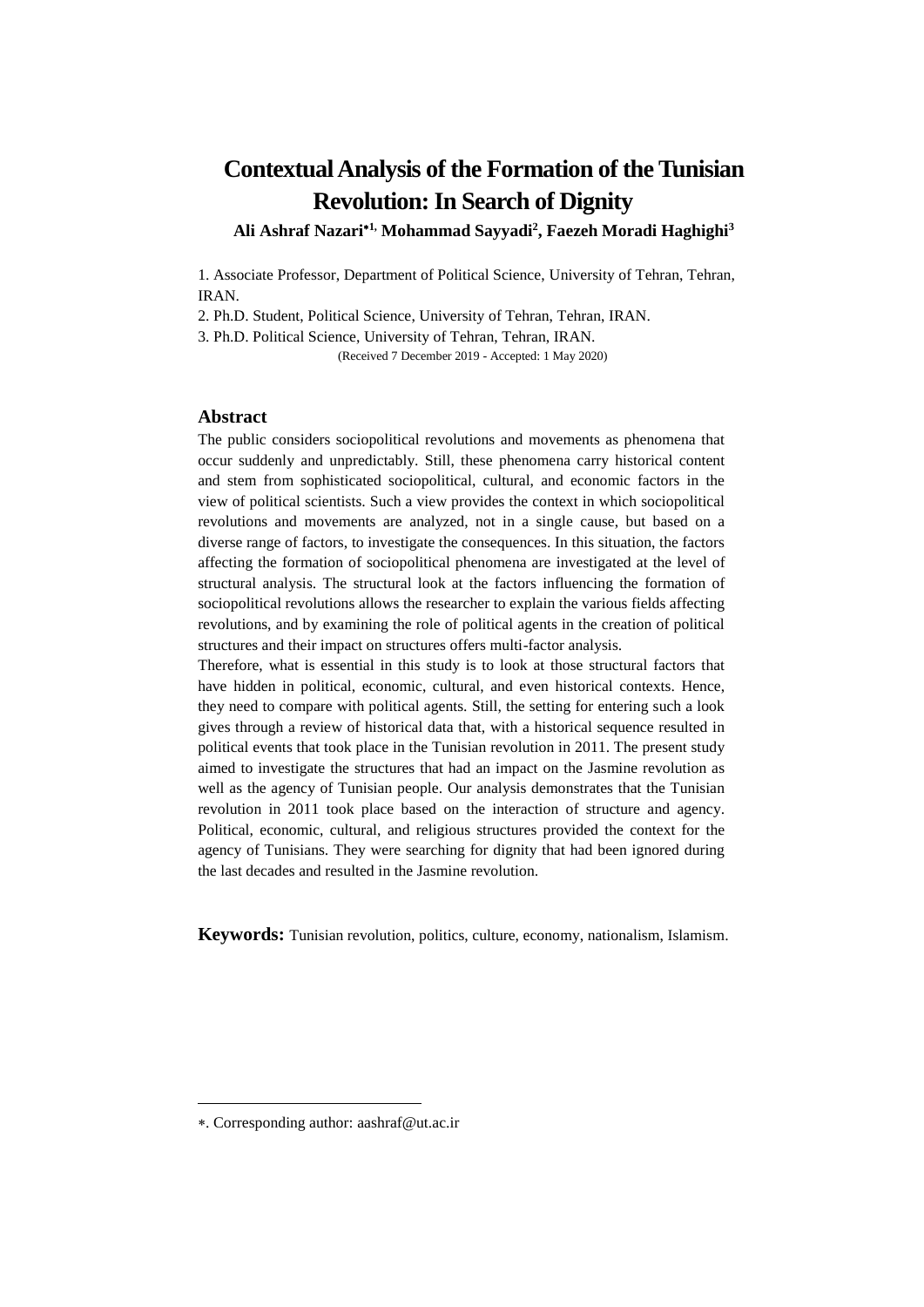# Contextual Analysis of the Formation of the Tunisian Revolution: In Search of Dignity

**Ali Ashraf Nazari*[1], Mohammad Sayyadi[2], Faezeh Moradi Haghighi[3]**

1. Associate Professor, Department of Political Science, University of Tehran, Tehran, IRAN.
2. Ph.D. Student, Political Science, University of Tehran, Tehran, IRAN.
3. Ph.D. Political Science, University of Tehran, Tehran, IRAN.

(Received 7 December 2019 - Accepted: 1 May 2020)

## Abstract

The public considers sociopolitical revolutions and movements as phenomena that occur suddenly and unpredictably. Still, these phenomena carry historical content and stem from sophisticated sociopolitical, cultural, and economic factors in the view of political scientists. Such a view provides the context in which sociopolitical revolutions and movements are analyzed, not in a single cause, but based on a diverse range of factors, to investigate the consequences. In this situation, the factors affecting the formation of sociopolitical phenomena are investigated at the level of structural analysis. The structural look at the factors influencing the formation of sociopolitical revolutions allows the researcher to explain the various fields affecting revolutions, and by examining the role of political agents in the creation of political structures and their impact on structures offers multi-factor analysis.

Therefore, what is essential in this study is to look at those structural factors that have hidden in political, economic, cultural, and even historical contexts. Hence, they need to compare with political agents. Still, the setting for entering such a look gives through a review of historical data that, with a historical sequence resulted in political events that took place in the Tunisian revolution in 2011. The present study aimed to investigate the structures that had an impact on the Jasmine revolution as well as the agency of Tunisian people. Our analysis demonstrates that the Tunisian revolution in 2011 took place based on the interaction of structure and agency. Political, economic, cultural, and religious structures provided the context for the agency of Tunisians. They were searching for dignity that had been ignored during the last decades and resulted in the Jasmine revolution.

**Keywords:** Tunisian revolution, politics, culture, economy, nationalism, Islamism.

---

*. Corresponding author: aashraf@ut.ac.ir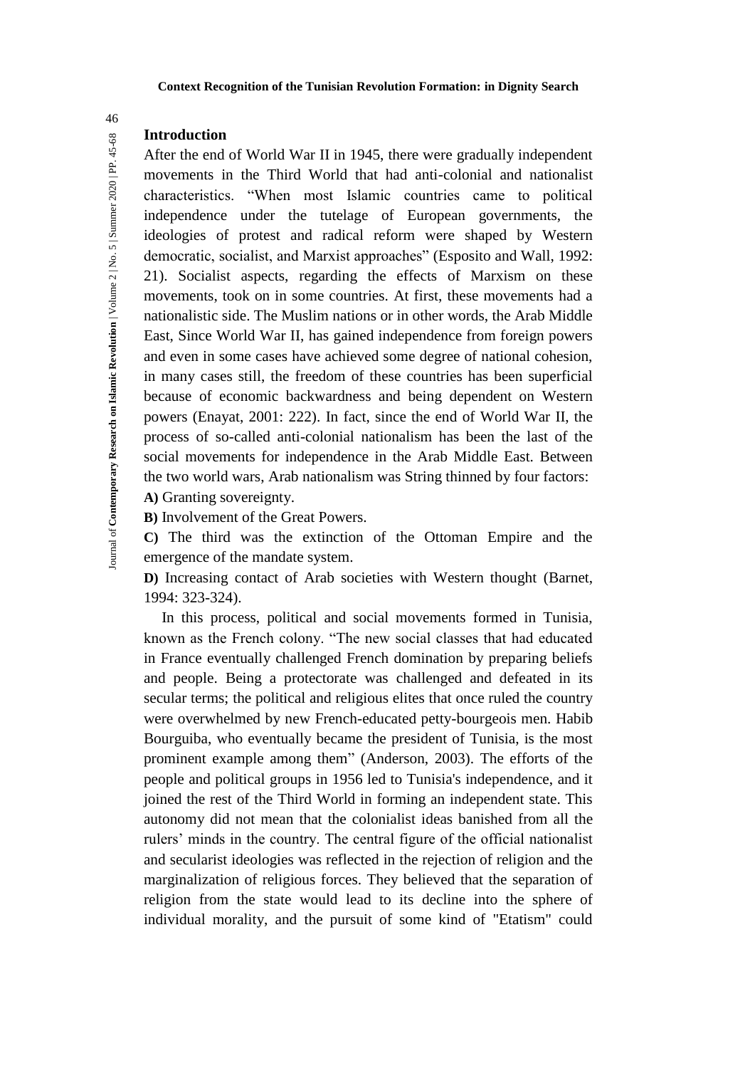## Introduction

After the end of World War II in 1945, there were gradually independent movements in the Third World that had anti-colonial and nationalist characteristics. "When most Islamic countries came to political independence under the tutelage of European governments, the ideologies of protest and radical reform were shaped by Western democratic, socialist, and Marxist approaches" (Esposito and Wall, 1992: 21). Socialist aspects, regarding the effects of Marxism on these movements, took on in some countries. At first, these movements had a nationalistic side. The Muslim nations or in other words, the Arab Middle East, Since World War II, has gained independence from foreign powers and even in some cases have achieved some degree of national cohesion, in many cases still, the freedom of these countries has been superficial because of economic backwardness and being dependent on Western powers (Enayat, 2001: 222). In fact, since the end of World War II, the process of so-called anti-colonial nationalism has been the last of the social movements for independence in the Arab Middle East. Between the two world wars, Arab nationalism was String thinned by four factors:

**A)** Granting sovereignty.

**B)** Involvement of the Great Powers.

**C)** The third was the extinction of the Ottoman Empire and the emergence of the mandate system.

**D)** Increasing contact of Arab societies with Western thought (Barnet, 1994: 323-324).

In this process, political and social movements formed in Tunisia, known as the French colony. "The new social classes that had educated in France eventually challenged French domination by preparing beliefs and people. Being a protectorate was challenged and defeated in its secular terms; the political and religious elites that once ruled the country were overwhelmed by new French-educated petty-bourgeois men. Habib Bourguiba, who eventually became the president of Tunisia, is the most prominent example among them" (Anderson, 2003). The efforts of the people and political groups in 1956 led to Tunisia's independence, and it joined the rest of the Third World in forming an independent state. This autonomy did not mean that the colonialist ideas banished from all the rulers' minds in the country. The central figure of the official nationalist and secularist ideologies was reflected in the rejection of religion and the marginalization of religious forces. They believed that the separation of religion from the state would lead to its decline into the sphere of individual morality, and the pursuit of some kind of "Etatism" could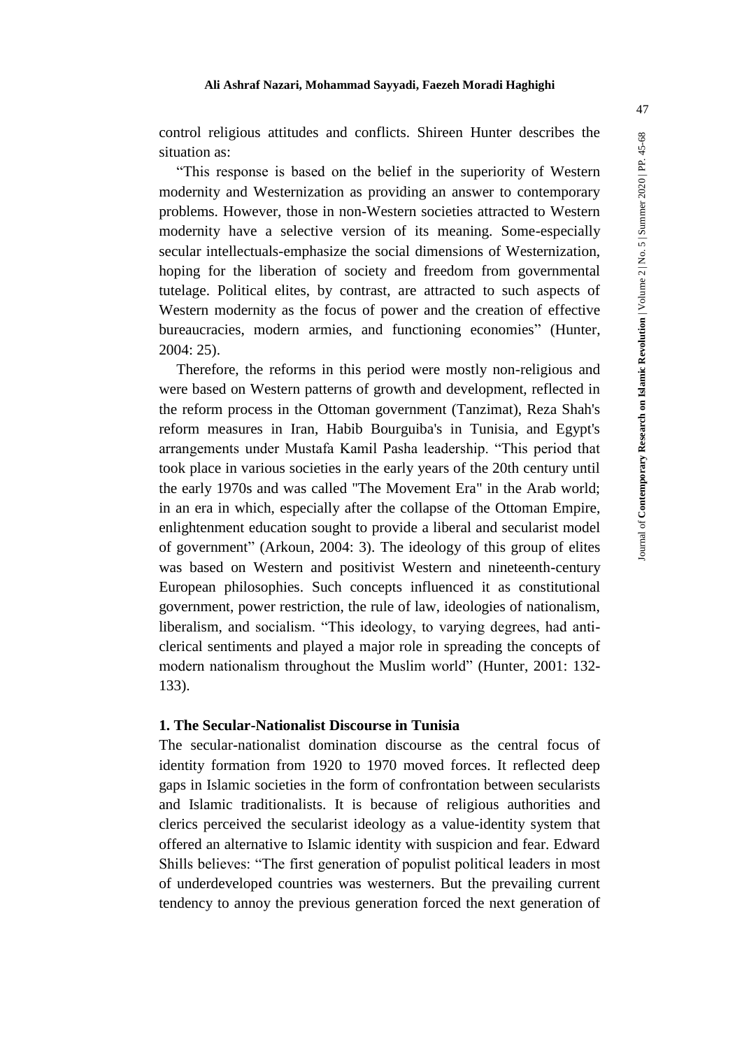control religious attitudes and conflicts. Shireen Hunter describes the situation as:

"This response is based on the belief in the superiority of Western modernity and Westernization as providing an answer to contemporary problems. However, those in non-Western societies attracted to Western modernity have a selective version of its meaning. Some-especially secular intellectuals-emphasize the social dimensions of Westernization, hoping for the liberation of society and freedom from governmental tutelage. Political elites, by contrast, are attracted to such aspects of Western modernity as the focus of power and the creation of effective bureaucracies, modern armies, and functioning economies" (Hunter, 2004: 25).

Therefore, the reforms in this period were mostly non-religious and were based on Western patterns of growth and development, reflected in the reform process in the Ottoman government (Tanzimat), Reza Shah's reform measures in Iran, Habib Bourguiba's in Tunisia, and Egypt's arrangements under Mustafa Kamil Pasha leadership. "This period that took place in various societies in the early years of the 20th century until the early 1970s and was called "The Movement Era" in the Arab world; in an era in which, especially after the collapse of the Ottoman Empire, enlightenment education sought to provide a liberal and secularist model of government" (Arkoun, 2004: 3). The ideology of this group of elites was based on Western and positivist Western and nineteenth-century European philosophies. Such concepts influenced it as constitutional government, power restriction, the rule of law, ideologies of nationalism, liberalism, and socialism. "This ideology, to varying degrees, had anti-clerical sentiments and played a major role in spreading the concepts of modern nationalism throughout the Muslim world" (Hunter, 2001: 132-133).

### 1. The Secular-Nationalist Discourse in Tunisia

The secular-nationalist domination discourse as the central focus of identity formation from 1920 to 1970 moved forces. It reflected deep gaps in Islamic societies in the form of confrontation between secularists and Islamic traditionalists. It is because of religious authorities and clerics perceived the secularist ideology as a value-identity system that offered an alternative to Islamic identity with suspicion and fear. Edward Shills believes: "The first generation of populist political leaders in most of underdeveloped countries was westerners. But the prevailing current tendency to annoy the previous generation forced the next generation of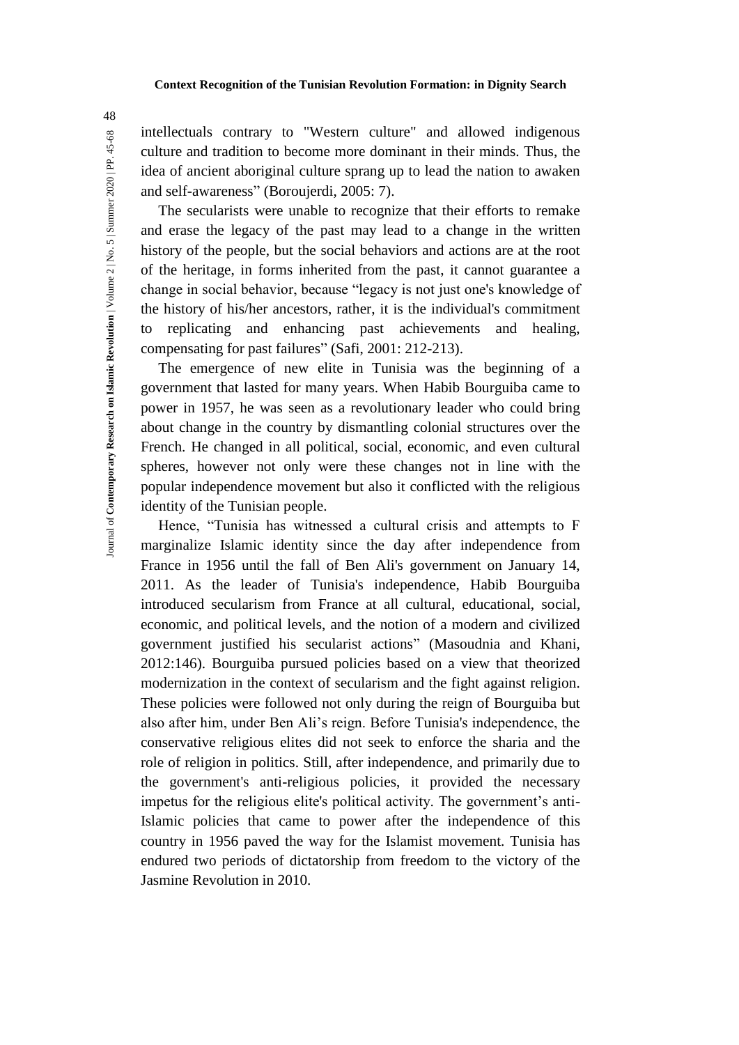intellectuals contrary to "Western culture" and allowed indigenous culture and tradition to become more dominant in their minds. Thus, the idea of ancient aboriginal culture sprang up to lead the nation to awaken and self-awareness" (Boroujerdi, 2005: 7).

The secularists were unable to recognize that their efforts to remake and erase the legacy of the past may lead to a change in the written history of the people, but the social behaviors and actions are at the root of the heritage, in forms inherited from the past, it cannot guarantee a change in social behavior, because "legacy is not just one's knowledge of the history of his/her ancestors, rather, it is the individual's commitment to replicating and enhancing past achievements and healing, compensating for past failures" (Safi, 2001: 212-213).

The emergence of new elite in Tunisia was the beginning of a government that lasted for many years. When Habib Bourguiba came to power in 1957, he was seen as a revolutionary leader who could bring about change in the country by dismantling colonial structures over the French. He changed in all political, social, economic, and even cultural spheres, however not only were these changes not in line with the popular independence movement but also it conflicted with the religious identity of the Tunisian people.

Hence, "Tunisia has witnessed a cultural crisis and attempts to F marginalize Islamic identity since the day after independence from France in 1956 until the fall of Ben Ali's government on January 14, 2011. As the leader of Tunisia's independence, Habib Bourguiba introduced secularism from France at all cultural, educational, social, economic, and political levels, and the notion of a modern and civilized government justified his secularist actions" (Masoudnia and Khani, 2012:146). Bourguiba pursued policies based on a view that theorized modernization in the context of secularism and the fight against religion. These policies were followed not only during the reign of Bourguiba but also after him, under Ben Ali's reign. Before Tunisia's independence, the conservative religious elites did not seek to enforce the sharia and the role of religion in politics. Still, after independence, and primarily due to the government's anti-religious policies, it provided the necessary impetus for the religious elite's political activity. The government's anti-Islamic policies that came to power after the independence of this country in 1956 paved the way for the Islamist movement. Tunisia has endured two periods of dictatorship from freedom to the victory of the Jasmine Revolution in 2010.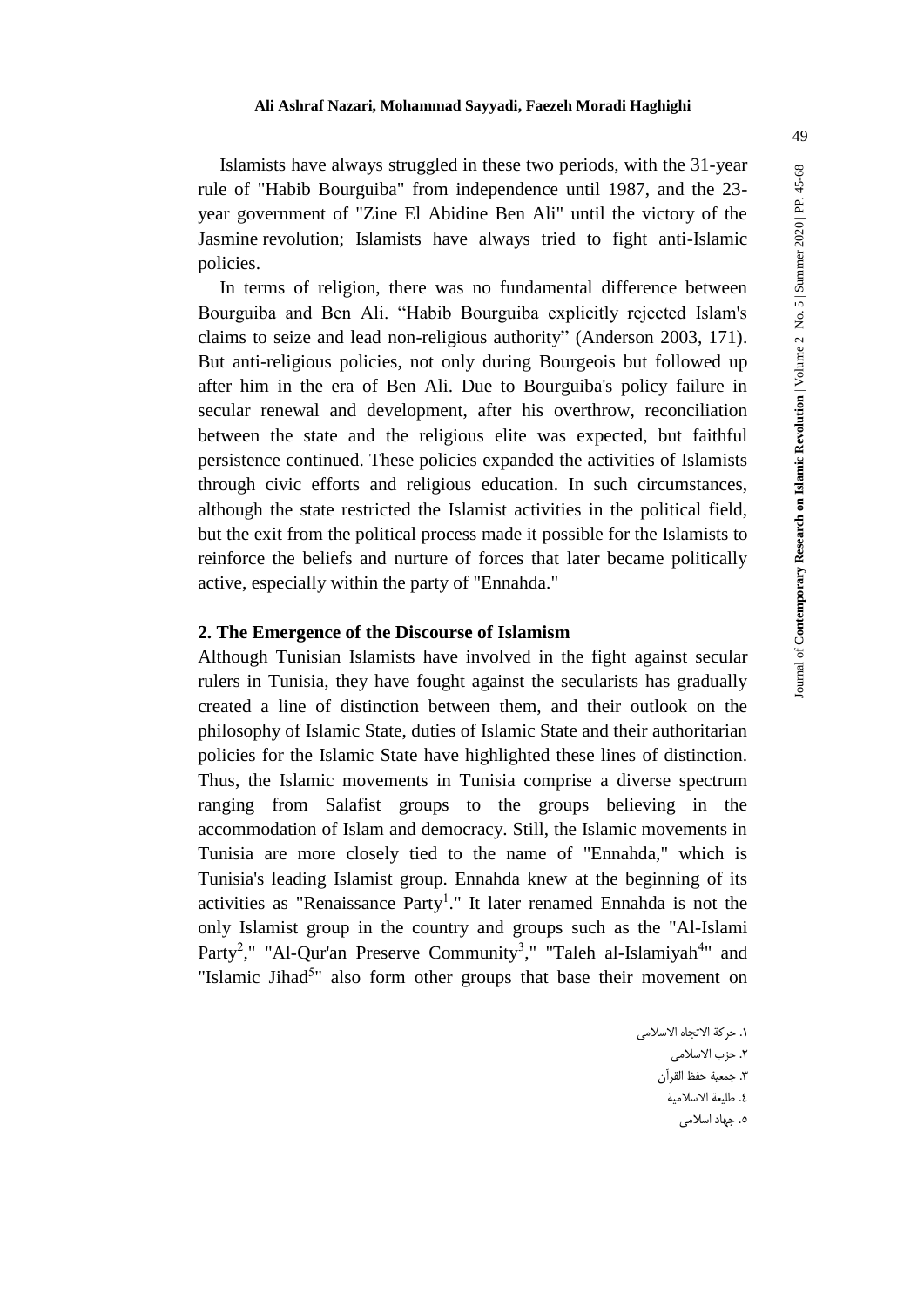Islamists have always struggled in these two periods, with the 31-year rule of "Habib Bourguiba" from independence until 1987, and the 23-year government of "Zine El Abidine Ben Ali" until the victory of the Jasmine revolution; Islamists have always tried to fight anti-Islamic policies.

In terms of religion, there was no fundamental difference between Bourguiba and Ben Ali. "Habib Bourguiba explicitly rejected Islam's claims to seize and lead non-religious authority" (Anderson 2003, 171). But anti-religious policies, not only during Bourgeois but followed up after him in the era of Ben Ali. Due to Bourguiba's policy failure in secular renewal and development, after his overthrow, reconciliation between the state and the religious elite was expected, but faithful persistence continued. These policies expanded the activities of Islamists through civic efforts and religious education. In such circumstances, although the state restricted the Islamist activities in the political field, but the exit from the political process made it possible for the Islamists to reinforce the beliefs and nurture of forces that later became politically active, especially within the party of "Ennahda."

## 2. The Emergence of the Discourse of Islamism

Although Tunisian Islamists have involved in the fight against secular rulers in Tunisia, they have fought against the secularists has gradually created a line of distinction between them, and their outlook on the philosophy of Islamic State, duties of Islamic State and their authoritarian policies for the Islamic State have highlighted these lines of distinction. Thus, the Islamic movements in Tunisia comprise a diverse spectrum ranging from Salafist groups to the groups believing in the accommodation of Islam and democracy. Still, the Islamic movements in Tunisia are more closely tied to the name of "Ennahda," which is Tunisia's leading Islamist group. Ennahda knew at the beginning of its activities as "Renaissance Party[1]." It later renamed Ennahda is not the only Islamist group in the country and groups such as the "Al-Islami Party[2]," "Al-Qur'an Preserve Community[3]," "Taleh al-Islamiyah[4]" and "Islamic Jihad[5]" also form other groups that base their movement on

---

١. حركة الاتجاه الاسلامی
٢. حزب الاسلامی
٣. جمعية حفظ القرآن
٤. طليعة الاسلامية
٥. جهاد اسلامی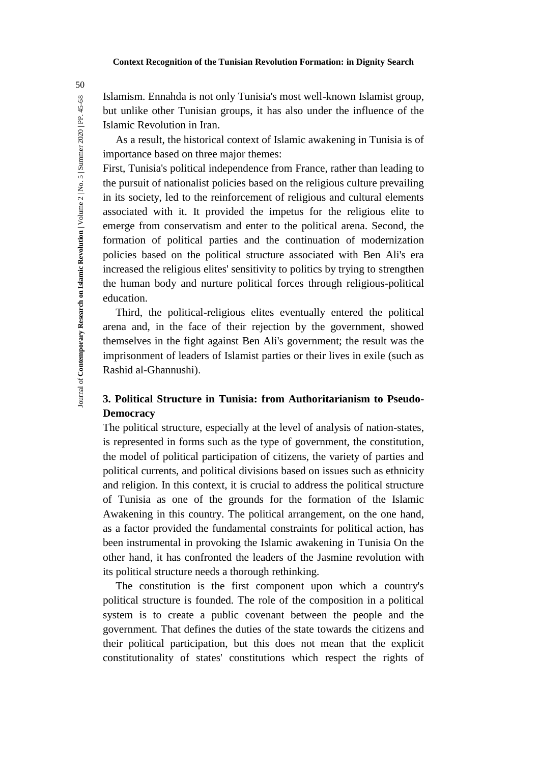Islamism. Ennahda is not only Tunisia's most well-known Islamist group, but unlike other Tunisian groups, it has also under the influence of the Islamic Revolution in Iran.

As a result, the historical context of Islamic awakening in Tunisia is of importance based on three major themes:

First, Tunisia's political independence from France, rather than leading to the pursuit of nationalist policies based on the religious culture prevailing in its society, led to the reinforcement of religious and cultural elements associated with it. It provided the impetus for the religious elite to emerge from conservatism and enter to the political arena. Second, the formation of political parties and the continuation of modernization policies based on the political structure associated with Ben Ali's era increased the religious elites' sensitivity to politics by trying to strengthen the human body and nurture political forces through religious-political education.

Third, the political-religious elites eventually entered the political arena and, in the face of their rejection by the government, showed themselves in the fight against Ben Ali's government; the result was the imprisonment of leaders of Islamist parties or their lives in exile (such as Rashid al-Ghannushi).

## 3. Political Structure in Tunisia: from Authoritarianism to Pseudo-Democracy

The political structure, especially at the level of analysis of nation-states, is represented in forms such as the type of government, the constitution, the model of political participation of citizens, the variety of parties and political currents, and political divisions based on issues such as ethnicity and religion. In this context, it is crucial to address the political structure of Tunisia as one of the grounds for the formation of the Islamic Awakening in this country. The political arrangement, on the one hand, as a factor provided the fundamental constraints for political action, has been instrumental in provoking the Islamic awakening in Tunisia On the other hand, it has confronted the leaders of the Jasmine revolution with its political structure needs a thorough rethinking.

The constitution is the first component upon which a country's political structure is founded. The role of the composition in a political system is to create a public covenant between the people and the government. That defines the duties of the state towards the citizens and their political participation, but this does not mean that the explicit constitutionality of states' constitutions which respect the rights of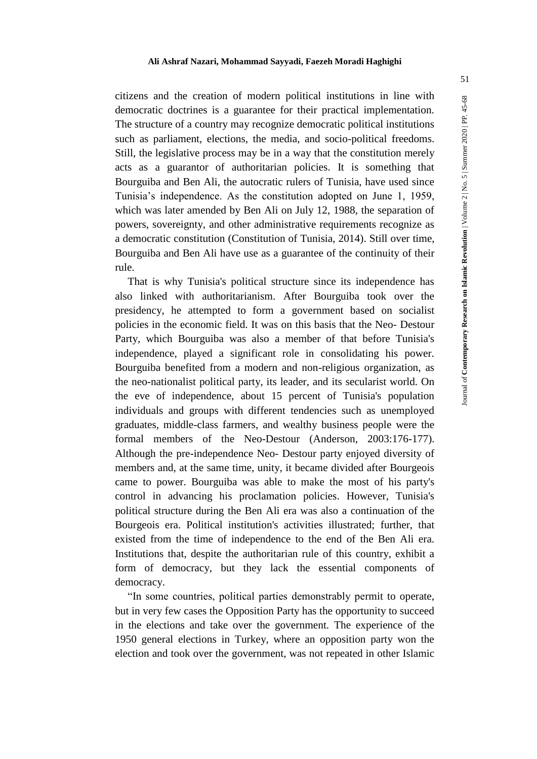citizens and the creation of modern political institutions in line with democratic doctrines is a guarantee for their practical implementation. The structure of a country may recognize democratic political institutions such as parliament, elections, the media, and socio-political freedoms. Still, the legislative process may be in a way that the constitution merely acts as a guarantor of authoritarian policies. It is something that Bourguiba and Ben Ali, the autocratic rulers of Tunisia, have used since Tunisia's independence. As the constitution adopted on June 1, 1959, which was later amended by Ben Ali on July 12, 1988, the separation of powers, sovereignty, and other administrative requirements recognize as a democratic constitution (Constitution of Tunisia, 2014). Still over time, Bourguiba and Ben Ali have use as a guarantee of the continuity of their rule.

That is why Tunisia's political structure since its independence has also linked with authoritarianism. After Bourguiba took over the presidency, he attempted to form a government based on socialist policies in the economic field. It was on this basis that the Neo- Destour Party, which Bourguiba was also a member of that before Tunisia's independence, played a significant role in consolidating his power. Bourguiba benefited from a modern and non-religious organization, as the neo-nationalist political party, its leader, and its secularist world. On the eve of independence, about 15 percent of Tunisia's population individuals and groups with different tendencies such as unemployed graduates, middle-class farmers, and wealthy business people were the formal members of the Neo-Destour (Anderson, 2003:176-177). Although the pre-independence Neo- Destour party enjoyed diversity of members and, at the same time, unity, it became divided after Bourgeois came to power. Bourguiba was able to make the most of his party's control in advancing his proclamation policies. However, Tunisia's political structure during the Ben Ali era was also a continuation of the Bourgeois era. Political institution's activities illustrated; further, that existed from the time of independence to the end of the Ben Ali era. Institutions that, despite the authoritarian rule of this country, exhibit a form of democracy, but they lack the essential components of democracy.

"In some countries, political parties demonstrably permit to operate, but in very few cases the Opposition Party has the opportunity to succeed in the elections and take over the government. The experience of the 1950 general elections in Turkey, where an opposition party won the election and took over the government, was not repeated in other Islamic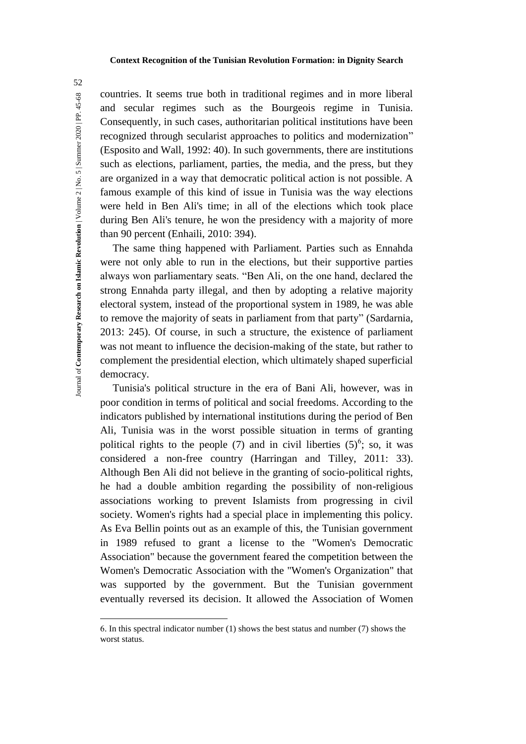countries. It seems true both in traditional regimes and in more liberal and secular regimes such as the Bourgeois regime in Tunisia. Consequently, in such cases, authoritarian political institutions have been recognized through secularist approaches to politics and modernization" (Esposito and Wall, 1992: 40). In such governments, there are institutions such as elections, parliament, parties, the media, and the press, but they are organized in a way that democratic political action is not possible. A famous example of this kind of issue in Tunisia was the way elections were held in Ben Ali's time; in all of the elections which took place during Ben Ali's tenure, he won the presidency with a majority of more than 90 percent (Enhaili, 2010: 394).

The same thing happened with Parliament. Parties such as Ennahda were not only able to run in the elections, but their supportive parties always won parliamentary seats. "Ben Ali, on the one hand, declared the strong Ennahda party illegal, and then by adopting a relative majority electoral system, instead of the proportional system in 1989, he was able to remove the majority of seats in parliament from that party" (Sardarnia, 2013: 245). Of course, in such a structure, the existence of parliament was not meant to influence the decision-making of the state, but rather to complement the presidential election, which ultimately shaped superficial democracy.

Tunisia's political structure in the era of Bani Ali, however, was in poor condition in terms of political and social freedoms. According to the indicators published by international institutions during the period of Ben Ali, Tunisia was in the worst possible situation in terms of granting political rights to the people (7) and in civil liberties (5)[6]; so, it was considered a non-free country (Harringan and Tilley, 2011: 33). Although Ben Ali did not believe in the granting of socio-political rights, he had a double ambition regarding the possibility of non-religious associations working to prevent Islamists from progressing in civil society. Women's rights had a special place in implementing this policy. As Eva Bellin points out as an example of this, the Tunisian government in 1989 refused to grant a license to the "Women's Democratic Association" because the government feared the competition between the Women's Democratic Association with the "Women's Organization" that was supported by the government. But the Tunisian government eventually reversed its decision. It allowed the Association of Women

---

6. In this spectral indicator number (1) shows the best status and number (7) shows the worst status.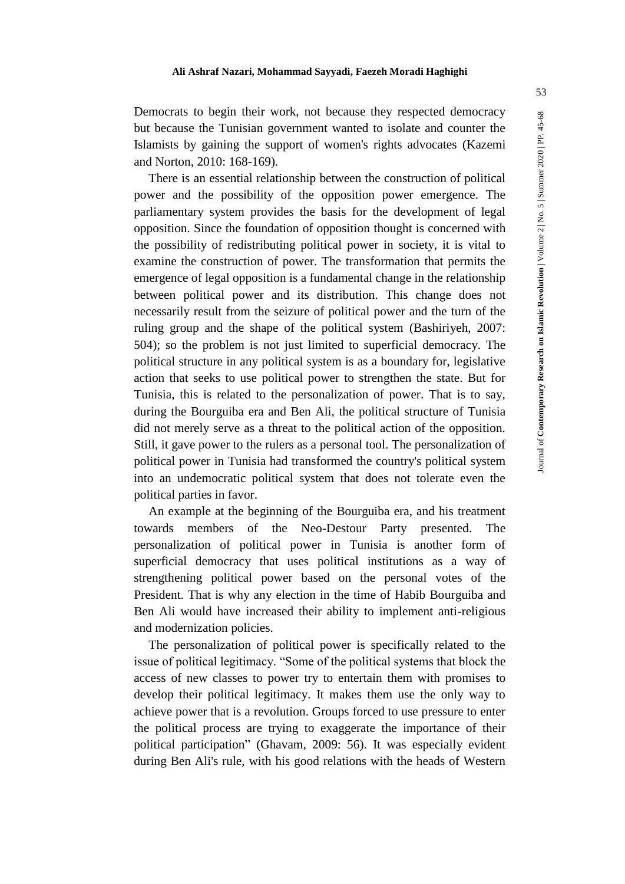Democrats to begin their work, not because they respected democracy but because the Tunisian government wanted to isolate and counter the Islamists by gaining the support of women's rights advocates (Kazemi and Norton, 2010: 168-169).

There is an essential relationship between the construction of political power and the possibility of the opposition power emergence. The parliamentary system provides the basis for the development of legal opposition. Since the foundation of opposition thought is concerned with the possibility of redistributing political power in society, it is vital to examine the construction of power. The transformation that permits the emergence of legal opposition is a fundamental change in the relationship between political power and its distribution. This change does not necessarily result from the seizure of political power and the turn of the ruling group and the shape of the political system (Bashiriyeh, 2007: 504); so the problem is not just limited to superficial democracy. The political structure in any political system is as a boundary for, legislative action that seeks to use political power to strengthen the state. But for Tunisia, this is related to the personalization of power. That is to say, during the Bourguiba era and Ben Ali, the political structure of Tunisia did not merely serve as a threat to the political action of the opposition. Still, it gave power to the rulers as a personal tool. The personalization of political power in Tunisia had transformed the country's political system into an undemocratic political system that does not tolerate even the political parties in favor.

An example at the beginning of the Bourguiba era, and his treatment towards members of the Neo-Destour Party presented. The personalization of political power in Tunisia is another form of superficial democracy that uses political institutions as a way of strengthening political power based on the personal votes of the President. That is why any election in the time of Habib Bourguiba and Ben Ali would have increased their ability to implement anti-religious and modernization policies.

The personalization of political power is specifically related to the issue of political legitimacy. "Some of the political systems that block the access of new classes to power try to entertain them with promises to develop their political legitimacy. It makes them use the only way to achieve power that is a revolution. Groups forced to use pressure to enter the political process are trying to exaggerate the importance of their political participation" (Ghavam, 2009: 56). It was especially evident during Ben Ali's rule, with his good relations with the heads of Western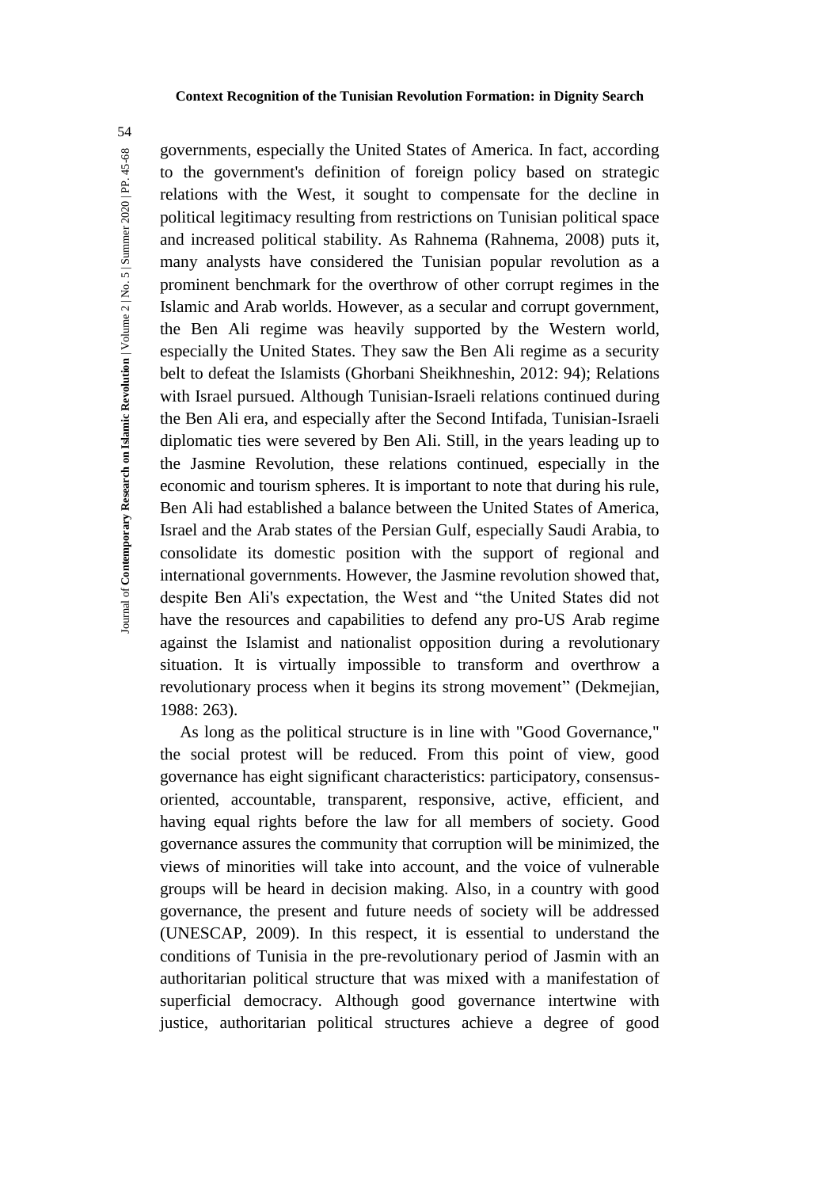governments, especially the United States of America. In fact, according to the government's definition of foreign policy based on strategic relations with the West, it sought to compensate for the decline in political legitimacy resulting from restrictions on Tunisian political space and increased political stability. As Rahnema (Rahnema, 2008) puts it, many analysts have considered the Tunisian popular revolution as a prominent benchmark for the overthrow of other corrupt regimes in the Islamic and Arab worlds. However, as a secular and corrupt government, the Ben Ali regime was heavily supported by the Western world, especially the United States. They saw the Ben Ali regime as a security belt to defeat the Islamists (Ghorbani Sheikhneshin, 2012: 94); Relations with Israel pursued. Although Tunisian-Israeli relations continued during the Ben Ali era, and especially after the Second Intifada, Tunisian-Israeli diplomatic ties were severed by Ben Ali. Still, in the years leading up to the Jasmine Revolution, these relations continued, especially in the economic and tourism spheres. It is important to note that during his rule, Ben Ali had established a balance between the United States of America, Israel and the Arab states of the Persian Gulf, especially Saudi Arabia, to consolidate its domestic position with the support of regional and international governments. However, the Jasmine revolution showed that, despite Ben Ali's expectation, the West and "the United States did not have the resources and capabilities to defend any pro-US Arab regime against the Islamist and nationalist opposition during a revolutionary situation. It is virtually impossible to transform and overthrow a revolutionary process when it begins its strong movement" (Dekmejian, 1988: 263).

As long as the political structure is in line with "Good Governance," the social protest will be reduced. From this point of view, good governance has eight significant characteristics: participatory, consensus-oriented, accountable, transparent, responsive, active, efficient, and having equal rights before the law for all members of society. Good governance assures the community that corruption will be minimized, the views of minorities will take into account, and the voice of vulnerable groups will be heard in decision making. Also, in a country with good governance, the present and future needs of society will be addressed (UNESCAP, 2009). In this respect, it is essential to understand the conditions of Tunisia in the pre-revolutionary period of Jasmin with an authoritarian political structure that was mixed with a manifestation of superficial democracy. Although good governance intertwine with justice, authoritarian political structures achieve a degree of good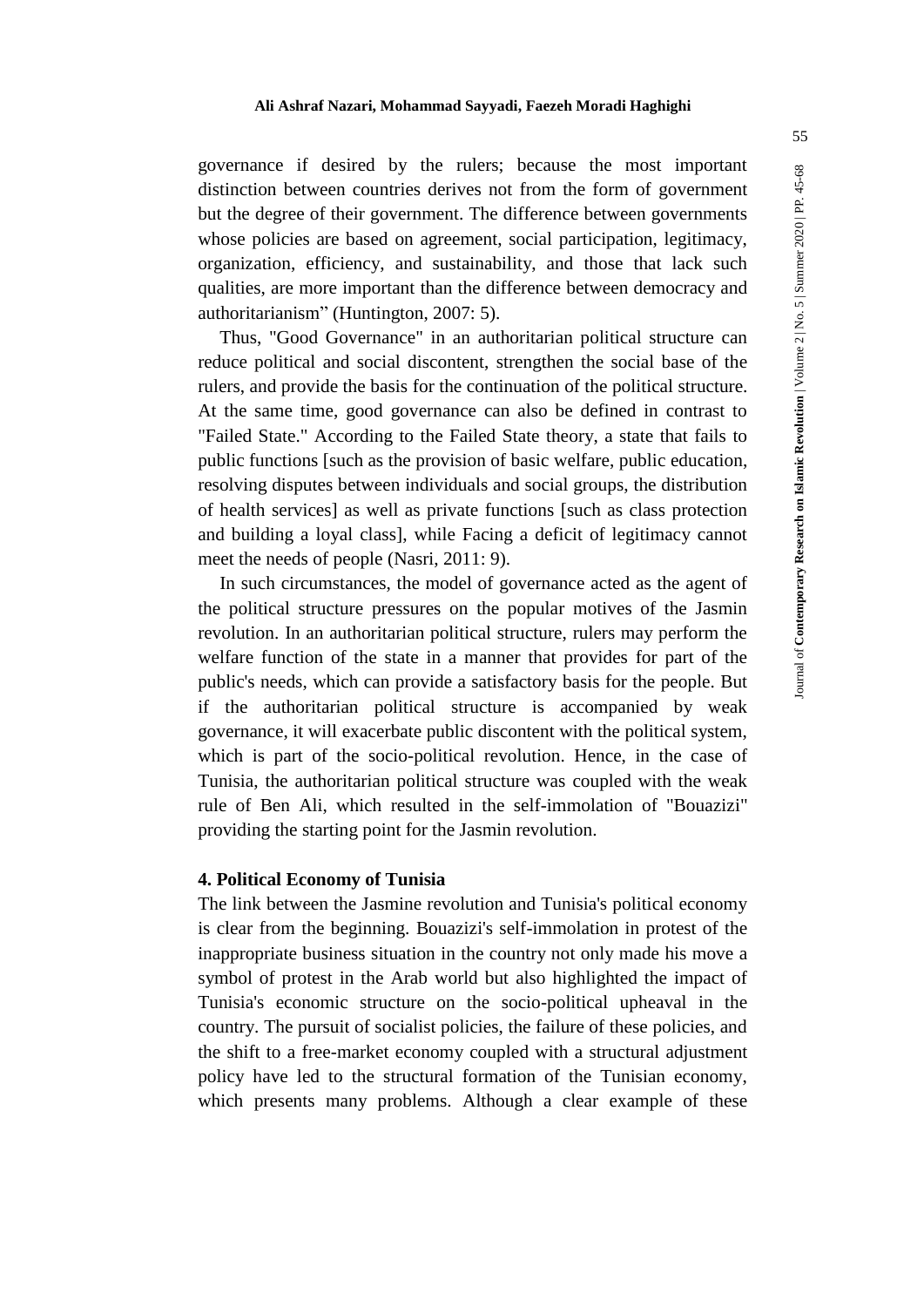governance if desired by the rulers; because the most important distinction between countries derives not from the form of government but the degree of their government. The difference between governments whose policies are based on agreement, social participation, legitimacy, organization, efficiency, and sustainability, and those that lack such qualities, are more important than the difference between democracy and authoritarianism" (Huntington, 2007: 5).

Thus, "Good Governance" in an authoritarian political structure can reduce political and social discontent, strengthen the social base of the rulers, and provide the basis for the continuation of the political structure. At the same time, good governance can also be defined in contrast to "Failed State." According to the Failed State theory, a state that fails to public functions [such as the provision of basic welfare, public education, resolving disputes between individuals and social groups, the distribution of health services] as well as private functions [such as class protection and building a loyal class], while Facing a deficit of legitimacy cannot meet the needs of people (Nasri, 2011: 9).

In such circumstances, the model of governance acted as the agent of the political structure pressures on the popular motives of the Jasmin revolution. In an authoritarian political structure, rulers may perform the welfare function of the state in a manner that provides for part of the public's needs, which can provide a satisfactory basis for the people. But if the authoritarian political structure is accompanied by weak governance, it will exacerbate public discontent with the political system, which is part of the socio-political revolution. Hence, in the case of Tunisia, the authoritarian political structure was coupled with the weak rule of Ben Ali, which resulted in the self-immolation of "Bouazizi" providing the starting point for the Jasmin revolution.

## 4. Political Economy of Tunisia

The link between the Jasmine revolution and Tunisia's political economy is clear from the beginning. Bouazizi's self-immolation in protest of the inappropriate business situation in the country not only made his move a symbol of protest in the Arab world but also highlighted the impact of Tunisia's economic structure on the socio-political upheaval in the country. The pursuit of socialist policies, the failure of these policies, and the shift to a free-market economy coupled with a structural adjustment policy have led to the structural formation of the Tunisian economy, which presents many problems. Although a clear example of these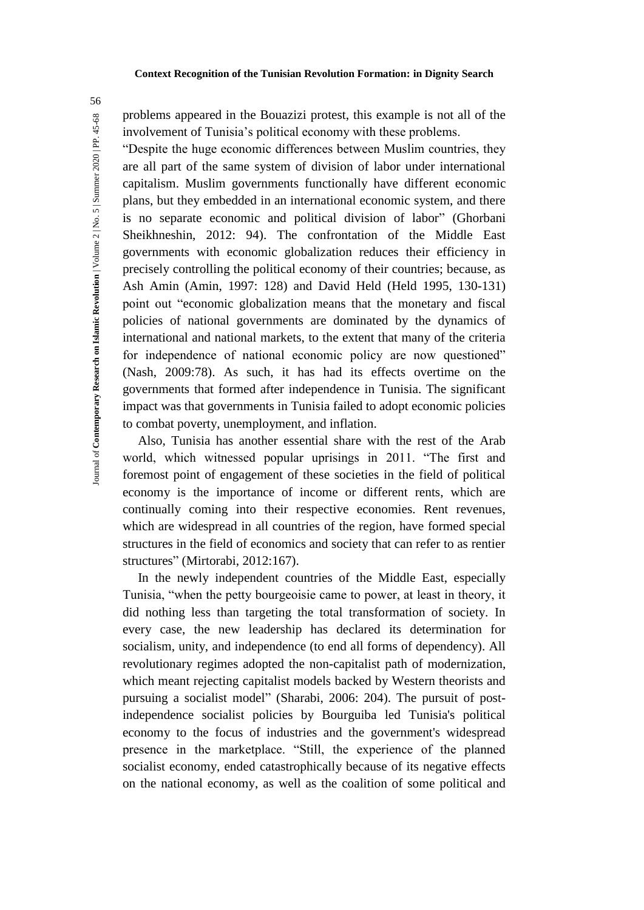problems appeared in the Bouazizi protest, this example is not all of the involvement of Tunisia's political economy with these problems.

"Despite the huge economic differences between Muslim countries, they are all part of the same system of division of labor under international capitalism. Muslim governments functionally have different economic plans, but they embedded in an international economic system, and there is no separate economic and political division of labor" (Ghorbani Sheikhneshin, 2012: 94). The confrontation of the Middle East governments with economic globalization reduces their efficiency in precisely controlling the political economy of their countries; because, as Ash Amin (Amin, 1997: 128) and David Held (Held 1995, 130-131) point out "economic globalization means that the monetary and fiscal policies of national governments are dominated by the dynamics of international and national markets, to the extent that many of the criteria for independence of national economic policy are now questioned" (Nash, 2009:78). As such, it has had its effects overtime on the governments that formed after independence in Tunisia. The significant impact was that governments in Tunisia failed to adopt economic policies to combat poverty, unemployment, and inflation.

Also, Tunisia has another essential share with the rest of the Arab world, which witnessed popular uprisings in 2011. "The first and foremost point of engagement of these societies in the field of political economy is the importance of income or different rents, which are continually coming into their respective economies. Rent revenues, which are widespread in all countries of the region, have formed special structures in the field of economics and society that can refer to as rentier structures" (Mirtorabi, 2012:167).

In the newly independent countries of the Middle East, especially Tunisia, "when the petty bourgeoisie came to power, at least in theory, it did nothing less than targeting the total transformation of society. In every case, the new leadership has declared its determination for socialism, unity, and independence (to end all forms of dependency). All revolutionary regimes adopted the non-capitalist path of modernization, which meant rejecting capitalist models backed by Western theorists and pursuing a socialist model" (Sharabi, 2006: 204). The pursuit of post-independence socialist policies by Bourguiba led Tunisia's political economy to the focus of industries and the government's widespread presence in the marketplace. "Still, the experience of the planned socialist economy, ended catastrophically because of its negative effects on the national economy, as well as the coalition of some political and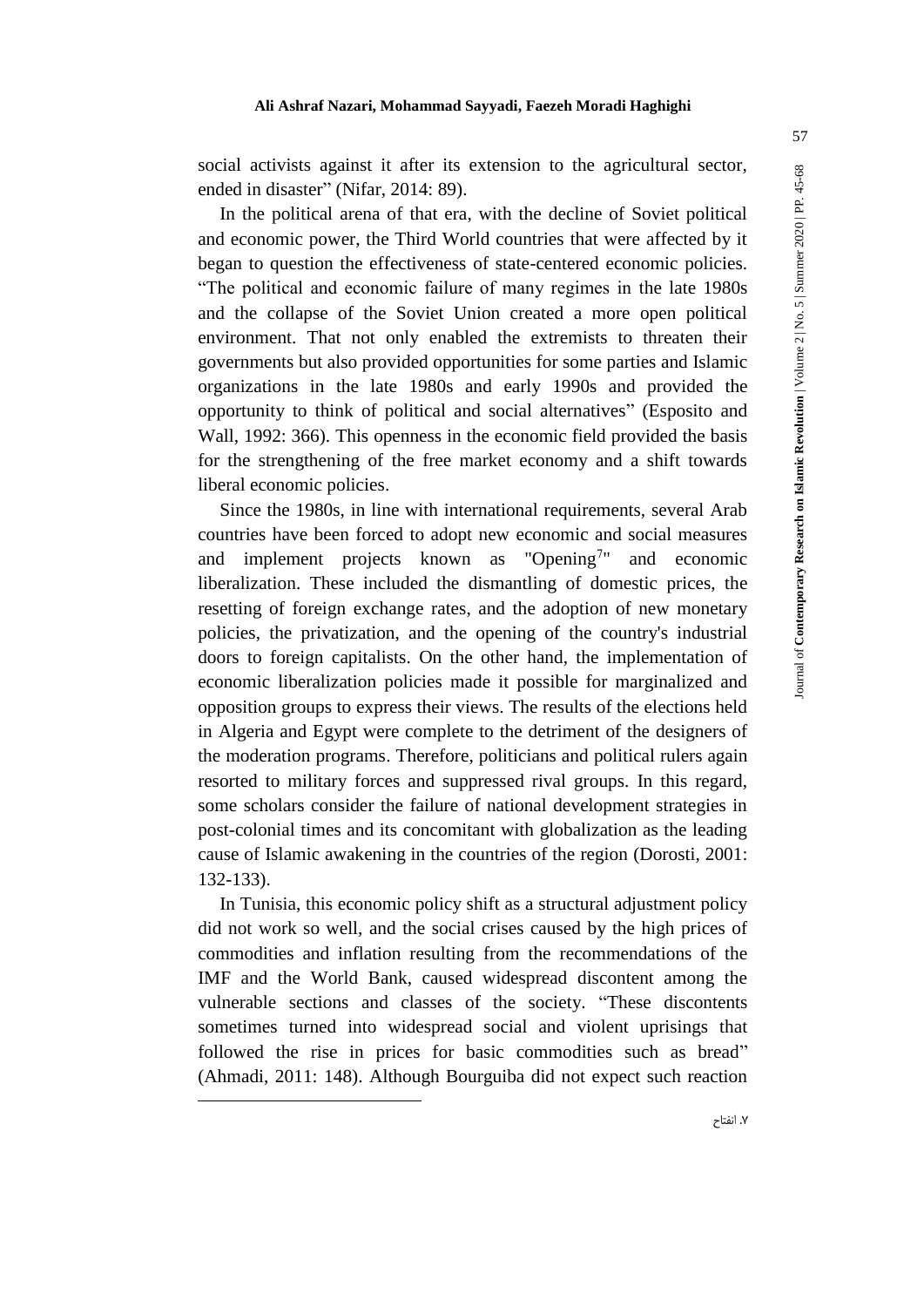social activists against it after its extension to the agricultural sector, ended in disaster" (Nifar, 2014: 89).

In the political arena of that era, with the decline of Soviet political and economic power, the Third World countries that were affected by it began to question the effectiveness of state-centered economic policies. "The political and economic failure of many regimes in the late 1980s and the collapse of the Soviet Union created a more open political environment. That not only enabled the extremists to threaten their governments but also provided opportunities for some parties and Islamic organizations in the late 1980s and early 1990s and provided the opportunity to think of political and social alternatives" (Esposito and Wall, 1992: 366). This openness in the economic field provided the basis for the strengthening of the free market economy and a shift towards liberal economic policies.

Since the 1980s, in line with international requirements, several Arab countries have been forced to adopt new economic and social measures and implement projects known as "Opening[7]" and economic liberalization. These included the dismantling of domestic prices, the resetting of foreign exchange rates, and the adoption of new monetary policies, the privatization, and the opening of the country's industrial doors to foreign capitalists. On the other hand, the implementation of economic liberalization policies made it possible for marginalized and opposition groups to express their views. The results of the elections held in Algeria and Egypt were complete to the detriment of the designers of the moderation programs. Therefore, politicians and political rulers again resorted to military forces and suppressed rival groups. In this regard, some scholars consider the failure of national development strategies in post-colonial times and its concomitant with globalization as the leading cause of Islamic awakening in the countries of the region (Dorosti, 2001: 132-133).

In Tunisia, this economic policy shift as a structural adjustment policy did not work so well, and the social crises caused by the high prices of commodities and inflation resulting from the recommendations of the IMF and the World Bank, caused widespread discontent among the vulnerable sections and classes of the society. "These discontents sometimes turned into widespread social and violent uprisings that followed the rise in prices for basic commodities such as bread" (Ahmadi, 2011: 148). Although Bourguiba did not expect such reaction

---

۷. انفتاح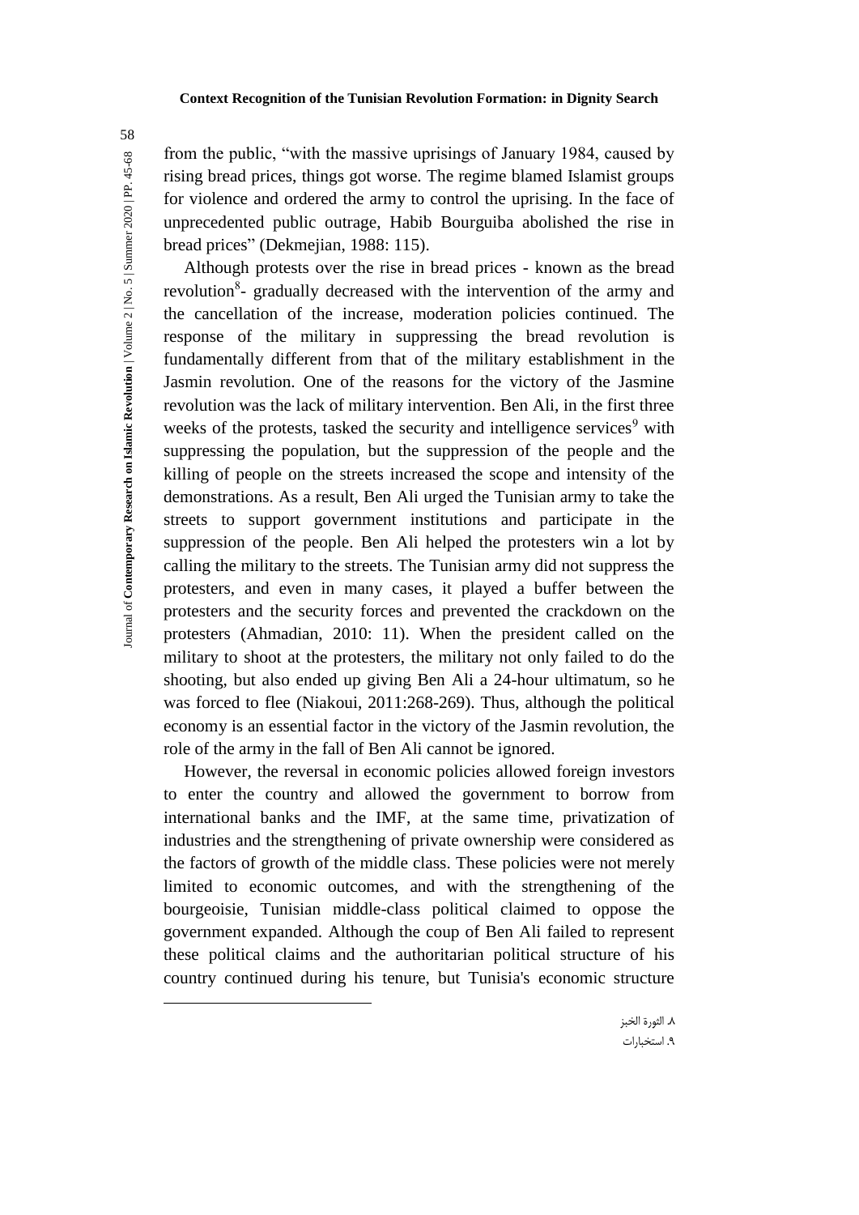from the public, "with the massive uprisings of January 1984, caused by rising bread prices, things got worse. The regime blamed Islamist groups for violence and ordered the army to control the uprising. In the face of unprecedented public outrage, Habib Bourguiba abolished the rise in bread prices" (Dekmejian, 1988: 115).

Although protests over the rise in bread prices - known as the bread revolution[8]- gradually decreased with the intervention of the army and the cancellation of the increase, moderation policies continued. The response of the military in suppressing the bread revolution is fundamentally different from that of the military establishment in the Jasmin revolution. One of the reasons for the victory of the Jasmine revolution was the lack of military intervention. Ben Ali, in the first three weeks of the protests, tasked the security and intelligence services[9] with suppressing the population, but the suppression of the people and the killing of people on the streets increased the scope and intensity of the demonstrations. As a result, Ben Ali urged the Tunisian army to take the streets to support government institutions and participate in the suppression of the people. Ben Ali helped the protesters win a lot by calling the military to the streets. The Tunisian army did not suppress the protesters, and even in many cases, it played a buffer between the protesters and the security forces and prevented the crackdown on the protesters (Ahmadian, 2010: 11). When the president called on the military to shoot at the protesters, the military not only failed to do the shooting, but also ended up giving Ben Ali a 24-hour ultimatum, so he was forced to flee (Niakoui, 2011:268-269). Thus, although the political economy is an essential factor in the victory of the Jasmin revolution, the role of the army in the fall of Ben Ali cannot be ignored.

However, the reversal in economic policies allowed foreign investors to enter the country and allowed the government to borrow from international banks and the IMF, at the same time, privatization of industries and the strengthening of private ownership were considered as the factors of growth of the middle class. These policies were not merely limited to economic outcomes, and with the strengthening of the bourgeoisie, Tunisian middle-class political claimed to oppose the government expanded. Although the coup of Ben Ali failed to represent these political claims and the authoritarian political structure of his country continued during his tenure, but Tunisia's economic structure

---

٨. الثورة الخبز

٩. استخبارات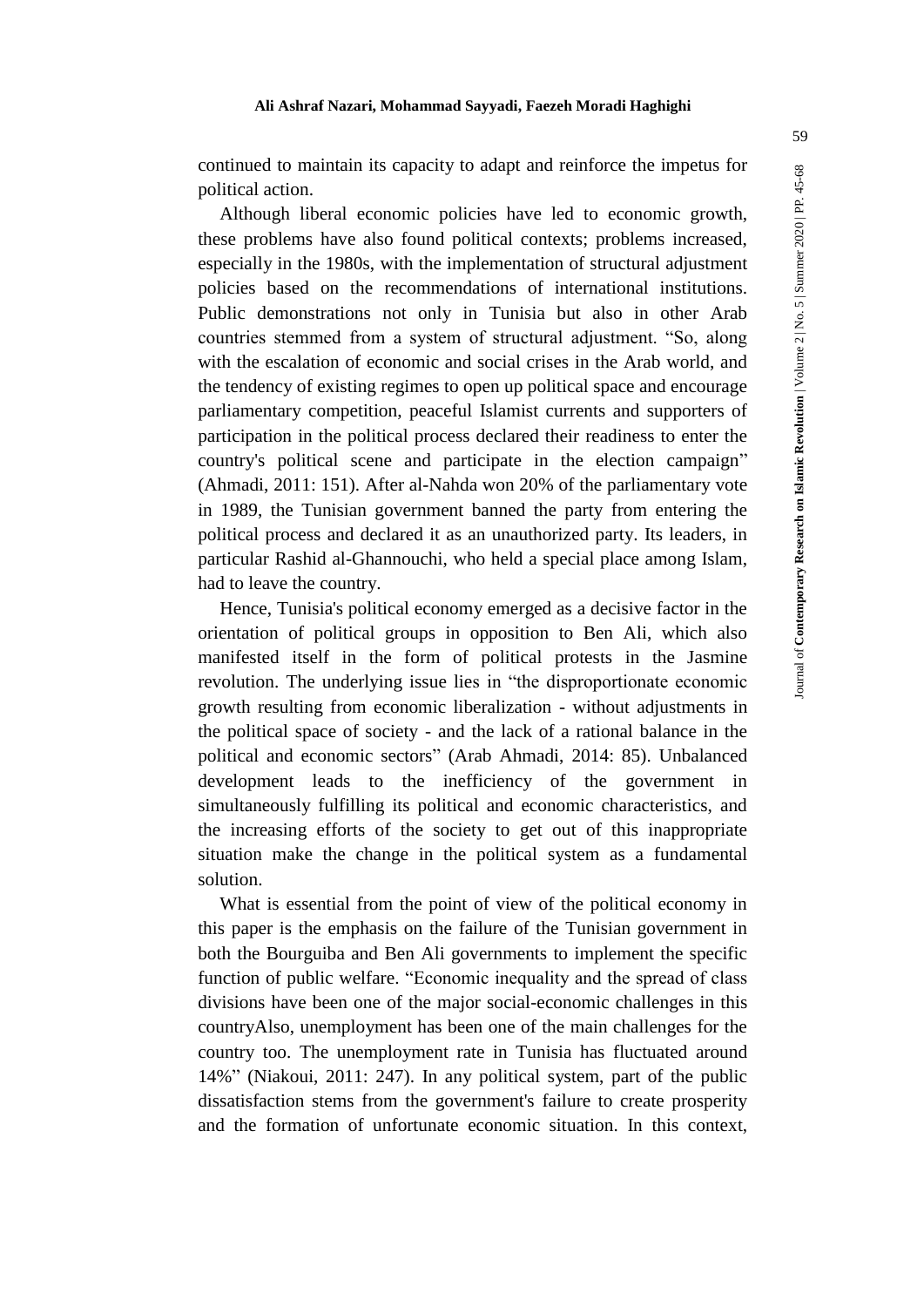continued to maintain its capacity to adapt and reinforce the impetus for political action.

Although liberal economic policies have led to economic growth, these problems have also found political contexts; problems increased, especially in the 1980s, with the implementation of structural adjustment policies based on the recommendations of international institutions. Public demonstrations not only in Tunisia but also in other Arab countries stemmed from a system of structural adjustment. "So, along with the escalation of economic and social crises in the Arab world, and the tendency of existing regimes to open up political space and encourage parliamentary competition, peaceful Islamist currents and supporters of participation in the political process declared their readiness to enter the country's political scene and participate in the election campaign" (Ahmadi, 2011: 151). After al-Nahda won 20% of the parliamentary vote in 1989, the Tunisian government banned the party from entering the political process and declared it as an unauthorized party. Its leaders, in particular Rashid al-Ghannouchi, who held a special place among Islam, had to leave the country.

Hence, Tunisia's political economy emerged as a decisive factor in the orientation of political groups in opposition to Ben Ali, which also manifested itself in the form of political protests in the Jasmine revolution. The underlying issue lies in "the disproportionate economic growth resulting from economic liberalization - without adjustments in the political space of society - and the lack of a rational balance in the political and economic sectors" (Arab Ahmadi, 2014: 85). Unbalanced development leads to the inefficiency of the government in simultaneously fulfilling its political and economic characteristics, and the increasing efforts of the society to get out of this inappropriate situation make the change in the political system as a fundamental solution.

What is essential from the point of view of the political economy in this paper is the emphasis on the failure of the Tunisian government in both the Bourguiba and Ben Ali governments to implement the specific function of public welfare. "Economic inequality and the spread of class divisions have been one of the major social-economic challenges in this countryAlso, unemployment has been one of the main challenges for the country too. The unemployment rate in Tunisia has fluctuated around 14%" (Niakoui, 2011: 247). In any political system, part of the public dissatisfaction stems from the government's failure to create prosperity and the formation of unfortunate economic situation. In this context,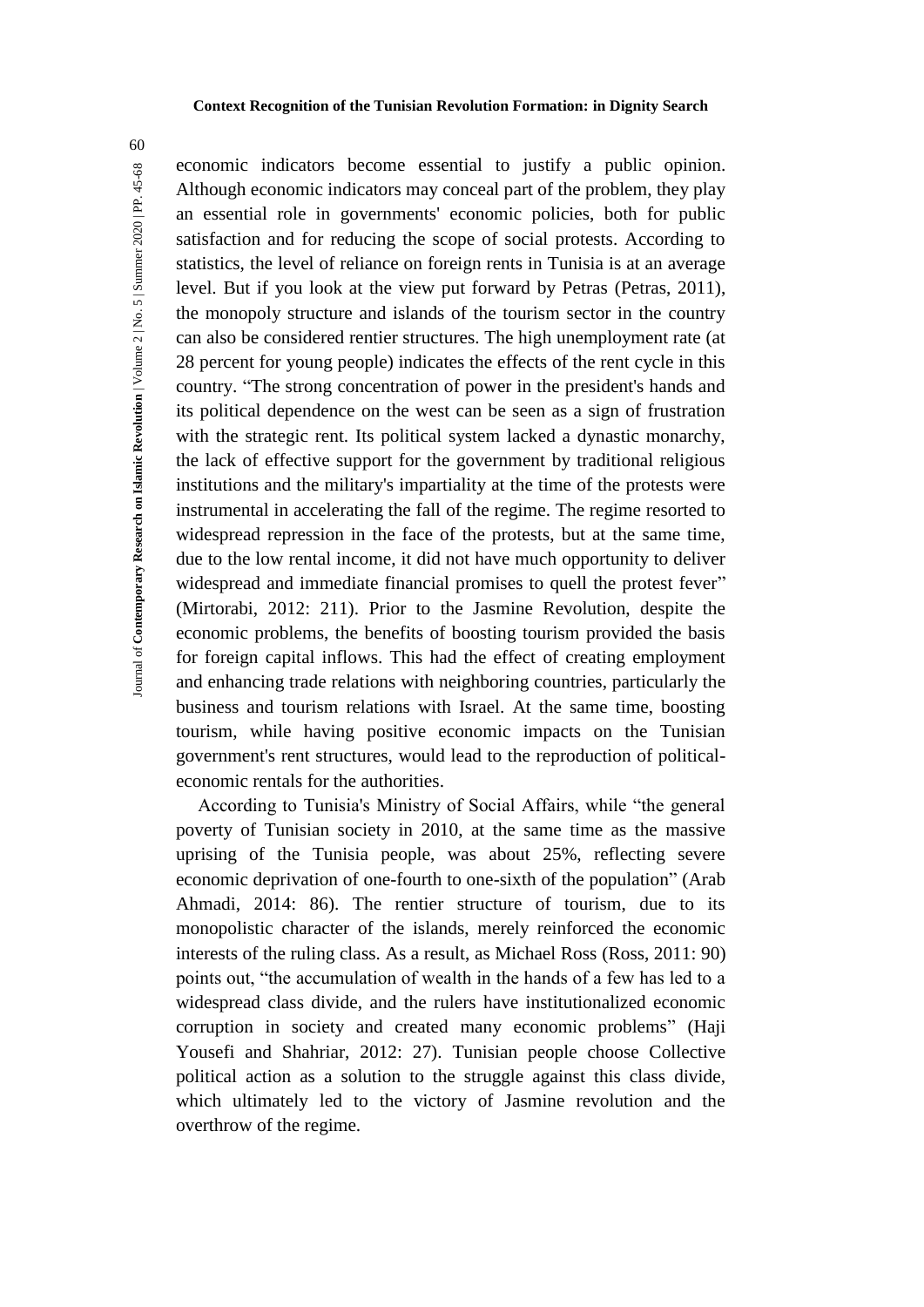economic indicators become essential to justify a public opinion. Although economic indicators may conceal part of the problem, they play an essential role in governments' economic policies, both for public satisfaction and for reducing the scope of social protests. According to statistics, the level of reliance on foreign rents in Tunisia is at an average level. But if you look at the view put forward by Petras (Petras, 2011), the monopoly structure and islands of the tourism sector in the country can also be considered rentier structures. The high unemployment rate (at 28 percent for young people) indicates the effects of the rent cycle in this country. "The strong concentration of power in the president's hands and its political dependence on the west can be seen as a sign of frustration with the strategic rent. Its political system lacked a dynastic monarchy, the lack of effective support for the government by traditional religious institutions and the military's impartiality at the time of the protests were instrumental in accelerating the fall of the regime. The regime resorted to widespread repression in the face of the protests, but at the same time, due to the low rental income, it did not have much opportunity to deliver widespread and immediate financial promises to quell the protest fever" (Mirtorabi, 2012: 211). Prior to the Jasmine Revolution, despite the economic problems, the benefits of boosting tourism provided the basis for foreign capital inflows. This had the effect of creating employment and enhancing trade relations with neighboring countries, particularly the business and tourism relations with Israel. At the same time, boosting tourism, while having positive economic impacts on the Tunisian government's rent structures, would lead to the reproduction of political-economic rentals for the authorities.

According to Tunisia's Ministry of Social Affairs, while "the general poverty of Tunisian society in 2010, at the same time as the massive uprising of the Tunisia people, was about 25%, reflecting severe economic deprivation of one-fourth to one-sixth of the population" (Arab Ahmadi, 2014: 86). The rentier structure of tourism, due to its monopolistic character of the islands, merely reinforced the economic interests of the ruling class. As a result, as Michael Ross (Ross, 2011: 90) points out, "the accumulation of wealth in the hands of a few has led to a widespread class divide, and the rulers have institutionalized economic corruption in society and created many economic problems" (Haji Yousefi and Shahriar, 2012: 27). Tunisian people choose Collective political action as a solution to the struggle against this class divide, which ultimately led to the victory of Jasmine revolution and the overthrow of the regime.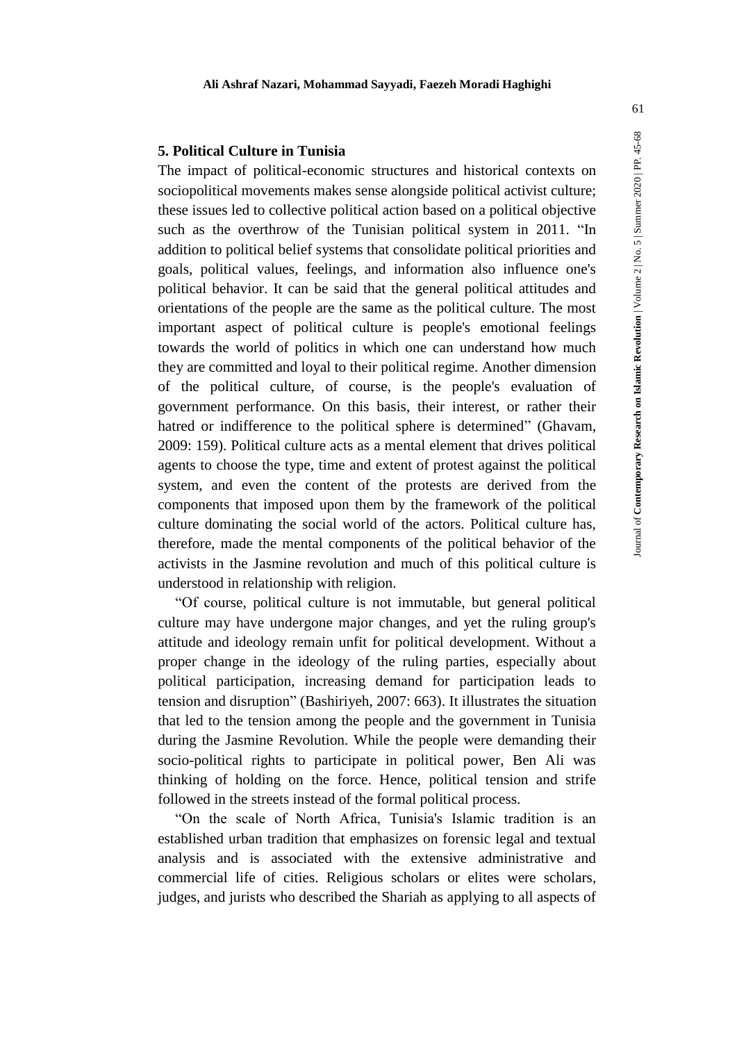## 5. Political Culture in Tunisia

The impact of political-economic structures and historical contexts on sociopolitical movements makes sense alongside political activist culture; these issues led to collective political action based on a political objective such as the overthrow of the Tunisian political system in 2011. "In addition to political belief systems that consolidate political priorities and goals, political values, feelings, and information also influence one's political behavior. It can be said that the general political attitudes and orientations of the people are the same as the political culture. The most important aspect of political culture is people's emotional feelings towards the world of politics in which one can understand how much they are committed and loyal to their political regime. Another dimension of the political culture, of course, is the people's evaluation of government performance. On this basis, their interest, or rather their hatred or indifference to the political sphere is determined" (Ghavam, 2009: 159). Political culture acts as a mental element that drives political agents to choose the type, time and extent of protest against the political system, and even the content of the protests are derived from the components that imposed upon them by the framework of the political culture dominating the social world of the actors. Political culture has, therefore, made the mental components of the political behavior of the activists in the Jasmine revolution and much of this political culture is understood in relationship with religion.

"Of course, political culture is not immutable, but general political culture may have undergone major changes, and yet the ruling group's attitude and ideology remain unfit for political development. Without a proper change in the ideology of the ruling parties, especially about political participation, increasing demand for participation leads to tension and disruption" (Bashiriyeh, 2007: 663). It illustrates the situation that led to the tension among the people and the government in Tunisia during the Jasmine Revolution. While the people were demanding their socio-political rights to participate in political power, Ben Ali was thinking of holding on the force. Hence, political tension and strife followed in the streets instead of the formal political process.

"On the scale of North Africa, Tunisia's Islamic tradition is an established urban tradition that emphasizes on forensic legal and textual analysis and is associated with the extensive administrative and commercial life of cities. Religious scholars or elites were scholars, judges, and jurists who described the Shariah as applying to all aspects of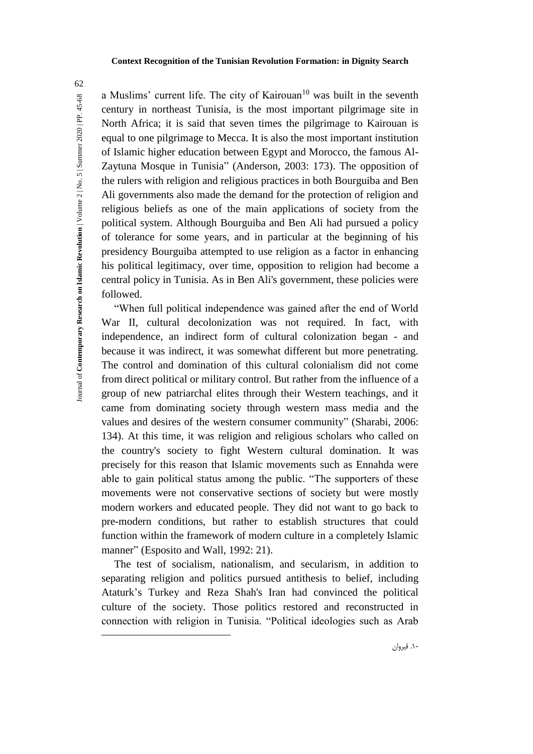a Muslims' current life. The city of Kairouan[10] was built in the seventh century in northeast Tunisia, is the most important pilgrimage site in North Africa; it is said that seven times the pilgrimage to Kairouan is equal to one pilgrimage to Mecca. It is also the most important institution of Islamic higher education between Egypt and Morocco, the famous Al-Zaytuna Mosque in Tunisia" (Anderson, 2003: 173). The opposition of the rulers with religion and religious practices in both Bourguiba and Ben Ali governments also made the demand for the protection of religion and religious beliefs as one of the main applications of society from the political system. Although Bourguiba and Ben Ali had pursued a policy of tolerance for some years, and in particular at the beginning of his presidency Bourguiba attempted to use religion as a factor in enhancing his political legitimacy, over time, opposition to religion had become a central policy in Tunisia. As in Ben Ali's government, these policies were followed.

"When full political independence was gained after the end of World War II, cultural decolonization was not required. In fact, with independence, an indirect form of cultural colonization began - and because it was indirect, it was somewhat different but more penetrating. The control and domination of this cultural colonialism did not come from direct political or military control. But rather from the influence of a group of new patriarchal elites through their Western teachings, and it came from dominating society through western mass media and the values and desires of the western consumer community" (Sharabi, 2006: 134). At this time, it was religion and religious scholars who called on the country's society to fight Western cultural domination. It was precisely for this reason that Islamic movements such as Ennahda were able to gain political status among the public. "The supporters of these movements were not conservative sections of society but were mostly modern workers and educated people. They did not want to go back to pre-modern conditions, but rather to establish structures that could function within the framework of modern culture in a completely Islamic manner" (Esposito and Wall, 1992: 21).

The test of socialism, nationalism, and secularism, in addition to separating religion and politics pursued antithesis to belief, including Ataturk's Turkey and Reza Shah's Iran had convinced the political culture of the society. Those politics restored and reconstructed in connection with religion in Tunisia. "Political ideologies such as Arab

---

۱۰. قیروان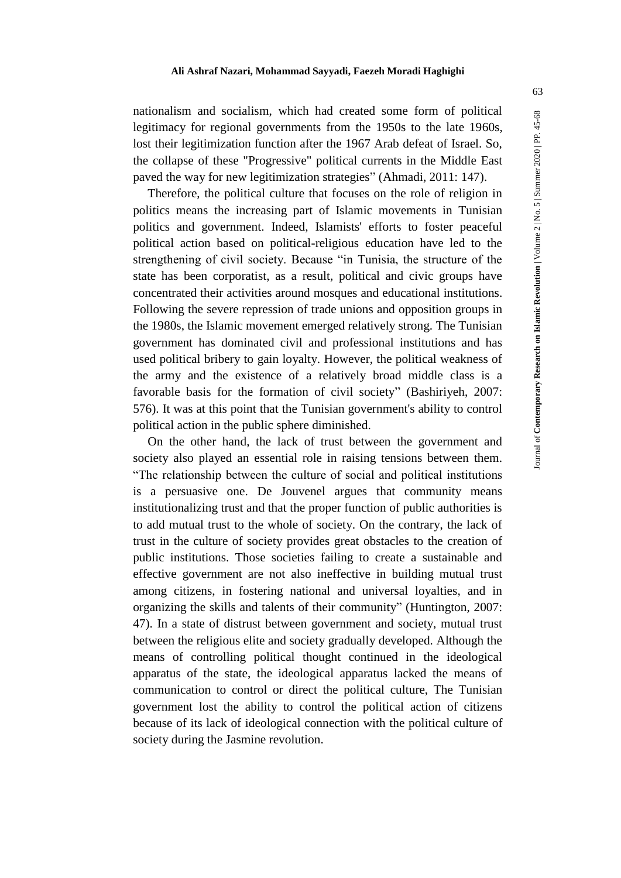nationalism and socialism, which had created some form of political legitimacy for regional governments from the 1950s to the late 1960s, lost their legitimization function after the 1967 Arab defeat of Israel. So, the collapse of these "Progressive" political currents in the Middle East paved the way for new legitimization strategies" (Ahmadi, 2011: 147).

Therefore, the political culture that focuses on the role of religion in politics means the increasing part of Islamic movements in Tunisian politics and government. Indeed, Islamists' efforts to foster peaceful political action based on political-religious education have led to the strengthening of civil society. Because "in Tunisia, the structure of the state has been corporatist, as a result, political and civic groups have concentrated their activities around mosques and educational institutions. Following the severe repression of trade unions and opposition groups in the 1980s, the Islamic movement emerged relatively strong. The Tunisian government has dominated civil and professional institutions and has used political bribery to gain loyalty. However, the political weakness of the army and the existence of a relatively broad middle class is a favorable basis for the formation of civil society" (Bashiriyeh, 2007: 576). It was at this point that the Tunisian government's ability to control political action in the public sphere diminished.

On the other hand, the lack of trust between the government and society also played an essential role in raising tensions between them. "The relationship between the culture of social and political institutions is a persuasive one. De Jouvenel argues that community means institutionalizing trust and that the proper function of public authorities is to add mutual trust to the whole of society. On the contrary, the lack of trust in the culture of society provides great obstacles to the creation of public institutions. Those societies failing to create a sustainable and effective government are not also ineffective in building mutual trust among citizens, in fostering national and universal loyalties, and in organizing the skills and talents of their community" (Huntington, 2007: 47). In a state of distrust between government and society, mutual trust between the religious elite and society gradually developed. Although the means of controlling political thought continued in the ideological apparatus of the state, the ideological apparatus lacked the means of communication to control or direct the political culture, The Tunisian government lost the ability to control the political action of citizens because of its lack of ideological connection with the political culture of society during the Jasmine revolution.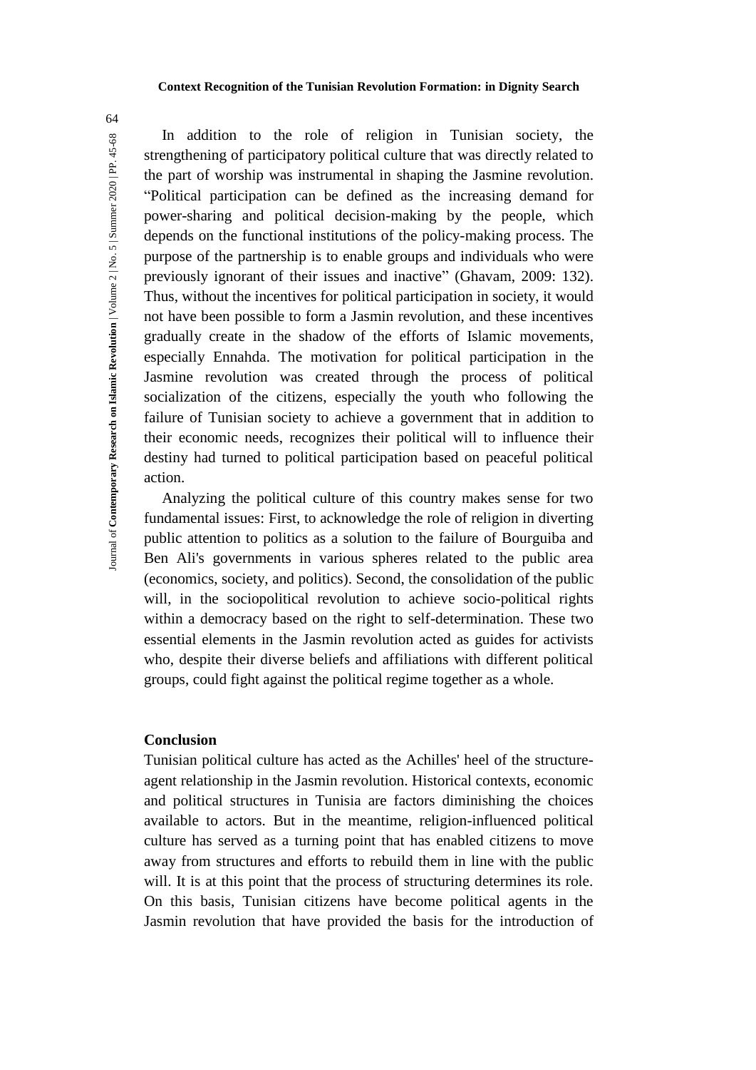In addition to the role of religion in Tunisian society, the strengthening of participatory political culture that was directly related to the part of worship was instrumental in shaping the Jasmine revolution. "Political participation can be defined as the increasing demand for power-sharing and political decision-making by the people, which depends on the functional institutions of the policy-making process. The purpose of the partnership is to enable groups and individuals who were previously ignorant of their issues and inactive" (Ghavam, 2009: 132). Thus, without the incentives for political participation in society, it would not have been possible to form a Jasmin revolution, and these incentives gradually create in the shadow of the efforts of Islamic movements, especially Ennahda. The motivation for political participation in the Jasmine revolution was created through the process of political socialization of the citizens, especially the youth who following the failure of Tunisian society to achieve a government that in addition to their economic needs, recognizes their political will to influence their destiny had turned to political participation based on peaceful political action.

Analyzing the political culture of this country makes sense for two fundamental issues: First, to acknowledge the role of religion in diverting public attention to politics as a solution to the failure of Bourguiba and Ben Ali's governments in various spheres related to the public area (economics, society, and politics). Second, the consolidation of the public will, in the sociopolitical revolution to achieve socio-political rights within a democracy based on the right to self-determination. These two essential elements in the Jasmin revolution acted as guides for activists who, despite their diverse beliefs and affiliations with different political groups, could fight against the political regime together as a whole.

## Conclusion

Tunisian political culture has acted as the Achilles' heel of the structure-agent relationship in the Jasmin revolution. Historical contexts, economic and political structures in Tunisia are factors diminishing the choices available to actors. But in the meantime, religion-influenced political culture has served as a turning point that has enabled citizens to move away from structures and efforts to rebuild them in line with the public will. It is at this point that the process of structuring determines its role. On this basis, Tunisian citizens have become political agents in the Jasmin revolution that have provided the basis for the introduction of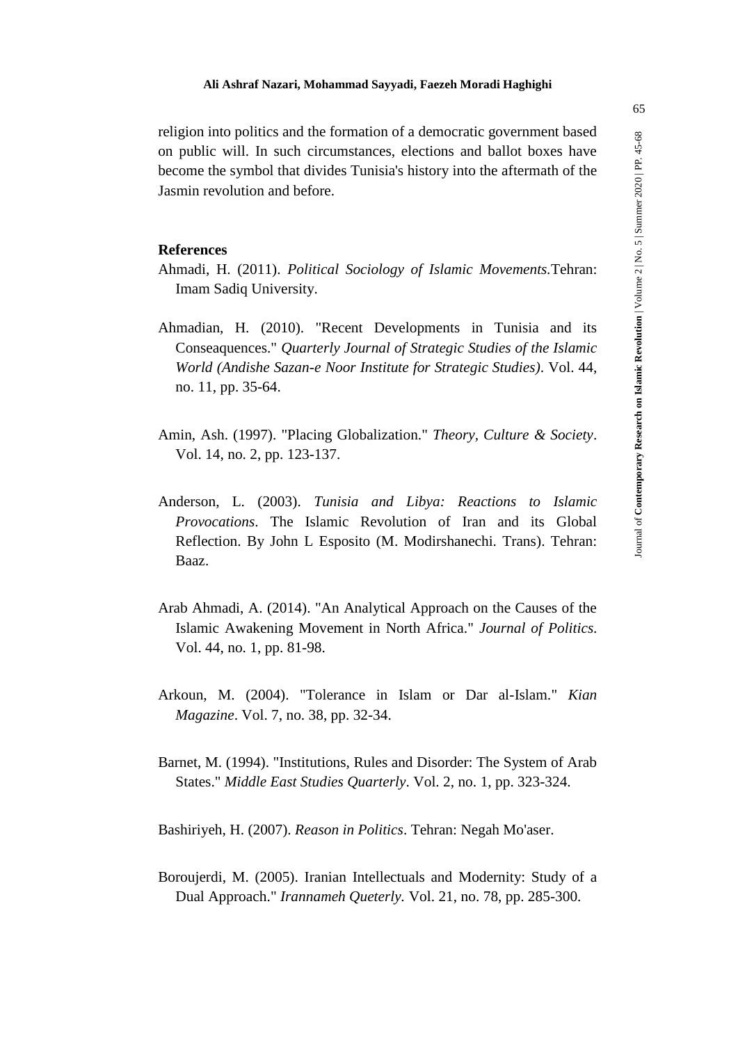religion into politics and the formation of a democratic government based on public will. In such circumstances, elections and ballot boxes have become the symbol that divides Tunisia's history into the aftermath of the Jasmin revolution and before.

**References**

Ahmadi, H. (2011). *Political Sociology of Islamic Movements*.Tehran: Imam Sadiq University.

Ahmadian, H. (2010). "Recent Developments in Tunisia and its Conseaquences." *Quarterly Journal of Strategic Studies of the Islamic World (Andishe Sazan-e Noor Institute for Strategic Studies)*. Vol. 44, no. 11, pp. 35-64.

Amin, Ash. (1997). "Placing Globalization." *Theory, Culture & Society*. Vol. 14, no. 2, pp. 123-137.

Anderson, L. (2003). *Tunisia and Libya: Reactions to Islamic Provocations*. The Islamic Revolution of Iran and its Global Reflection. By John L Esposito (M. Modirshanechi. Trans). Tehran: Baaz.

Arab Ahmadi, A. (2014). "An Analytical Approach on the Causes of the Islamic Awakening Movement in North Africa." *Journal of Politics*. Vol. 44, no. 1, pp. 81-98.

Arkoun, M. (2004). "Tolerance in Islam or Dar al-Islam." *Kian Magazine*. Vol. 7, no. 38, pp. 32-34.

Barnet, M. (1994). "Institutions, Rules and Disorder: The System of Arab States." *Middle East Studies Quarterly*. Vol. 2, no. 1, pp. 323-324.

Bashiriyeh, H. (2007). *Reason in Politics*. Tehran: Negah Mo'aser.

Boroujerdi, M. (2005). Iranian Intellectuals and Modernity: Study of a Dual Approach." *Irannameh Queterly.* Vol. 21, no. 78, pp. 285-300.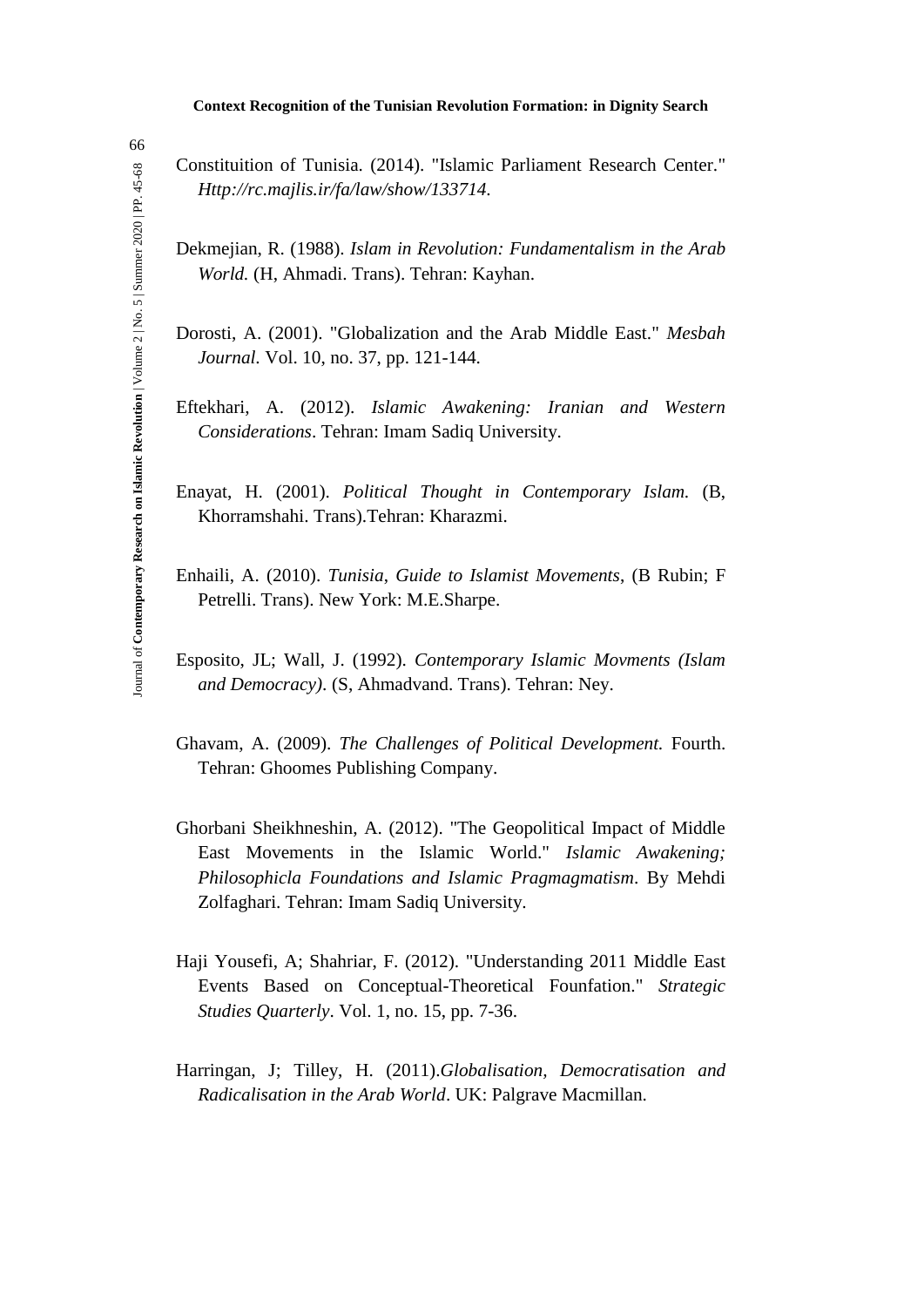Constituition of Tunisia. (2014). "Islamic Parliament Research Center." *Http://rc.majlis.ir/fa/law/show/133714*.

Dekmejian, R. (1988). *Islam in Revolution: Fundamentalism in the Arab World.* (H, Ahmadi. Trans). Tehran: Kayhan.

Dorosti, A. (2001). "Globalization and the Arab Middle East." *Mesbah Journal*. Vol. 10, no. 37, pp. 121-144.

Eftekhari, A. (2012). *Islamic Awakening: Iranian and Western Considerations*. Tehran: Imam Sadiq University.

Enayat, H. (2001). *Political Thought in Contemporary Islam.* (B, Khorramshahi. Trans).Tehran: Kharazmi.

Enhaili, A. (2010). *Tunisia*, *Guide to Islamist Movements*, (B Rubin; F Petrelli. Trans). New York: M.E.Sharpe.

Esposito, JL; Wall, J. (1992). *Contemporary Islamic Movments (Islam and Democracy)*. (S, Ahmadvand. Trans). Tehran: Ney.

Ghavam, A. (2009). *The Challenges of Political Development.* Fourth. Tehran: Ghoomes Publishing Company.

Ghorbani Sheikhneshin, A. (2012). "The Geopolitical Impact of Middle East Movements in the Islamic World." *Islamic Awakening; Philosophicla Foundations and Islamic Pragmagmatism*. By Mehdi Zolfaghari. Tehran: Imam Sadiq University.

Haji Yousefi, A; Shahriar, F. (2012). "Understanding 2011 Middle East Events Based on Conceptual-Theoretical Founfation." *Strategic Studies Quarterly*. Vol. 1, no. 15, pp. 7-36.

Harringan, J; Tilley, H. (2011).*Globalisation, Democratisation and Radicalisation in the Arab World*. UK: Palgrave Macmillan.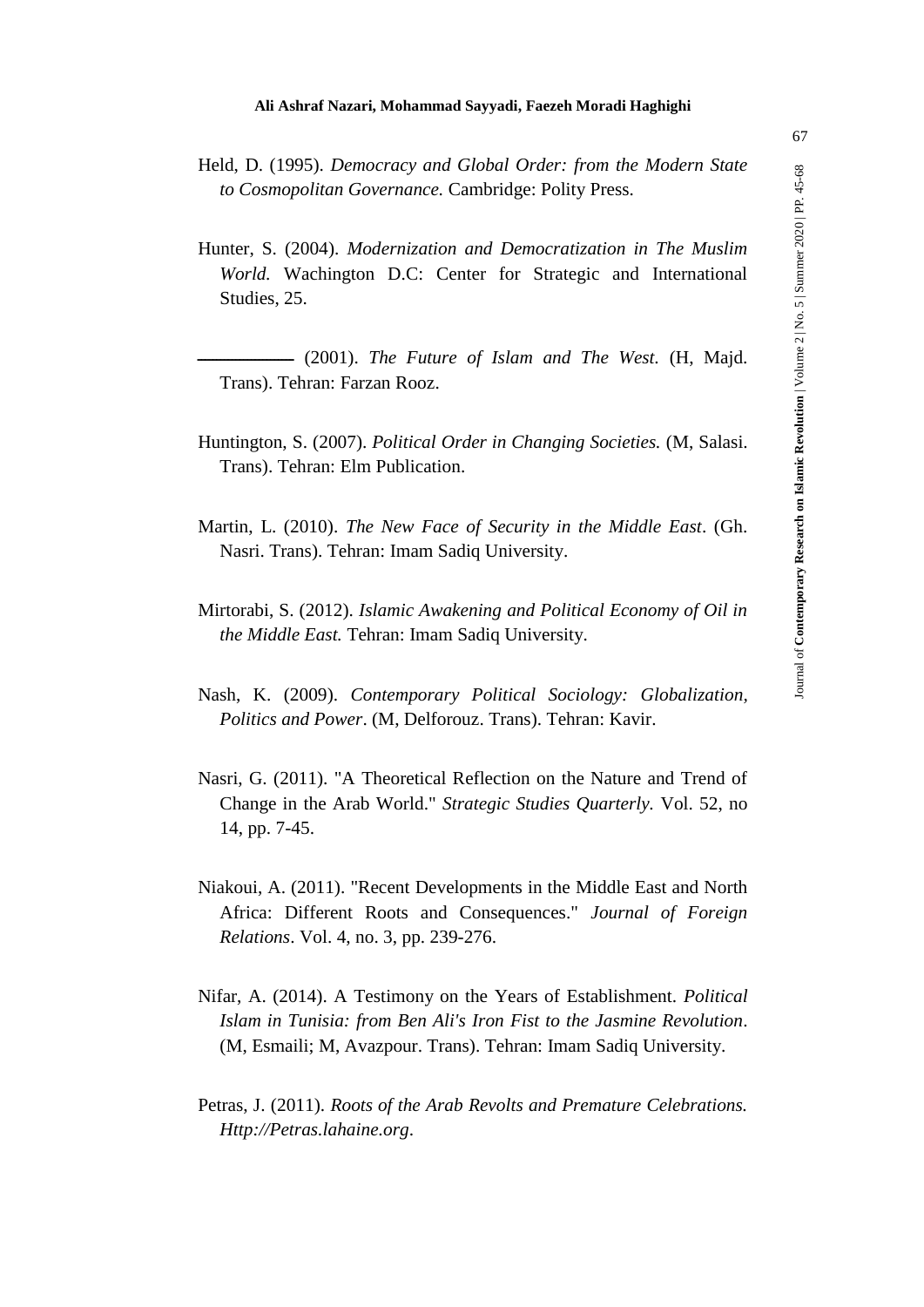Held, D. (1995). *Democracy and Global Order: from the Modern State to Cosmopolitan Governance.* Cambridge: Polity Press.

Hunter, S. (2004). *Modernization and Democratization in The Muslim World.* Wachington D.C: Center for Strategic and International Studies, 25.

——— (2001). *The Future of Islam and The West.* (H, Majd. Trans). Tehran: Farzan Rooz.

Huntington, S. (2007). *Political Order in Changing Societies.* (M, Salasi. Trans). Tehran: Elm Publication.

Martin, L. (2010). *The New Face of Security in the Middle East*. (Gh. Nasri. Trans). Tehran: Imam Sadiq University.

Mirtorabi, S. (2012). *Islamic Awakening and Political Economy of Oil in the Middle East.* Tehran: Imam Sadiq University.

Nash, K. (2009). *Contemporary Political Sociology: Globalization, Politics and Power*. (M, Delforouz. Trans). Tehran: Kavir.

Nasri, G. (2011). "A Theoretical Reflection on the Nature and Trend of Change in the Arab World." *Strategic Studies Quarterly*. Vol. 52, no 14, pp. 7-45.

Niakoui, A. (2011). "Recent Developments in the Middle East and North Africa: Different Roots and Consequences." *Journal of Foreign Relations*. Vol. 4, no. 3, pp. 239-276.

Nifar, A. (2014). A Testimony on the Years of Establishment. *Political Islam in Tunisia: from Ben Ali's Iron Fist to the Jasmine Revolution*. (M, Esmaili; M, Avazpour. Trans). Tehran: Imam Sadiq University.

Petras, J. (2011). *Roots of the Arab Revolts and Premature Celebrations. Http://Petras.lahaine.org*.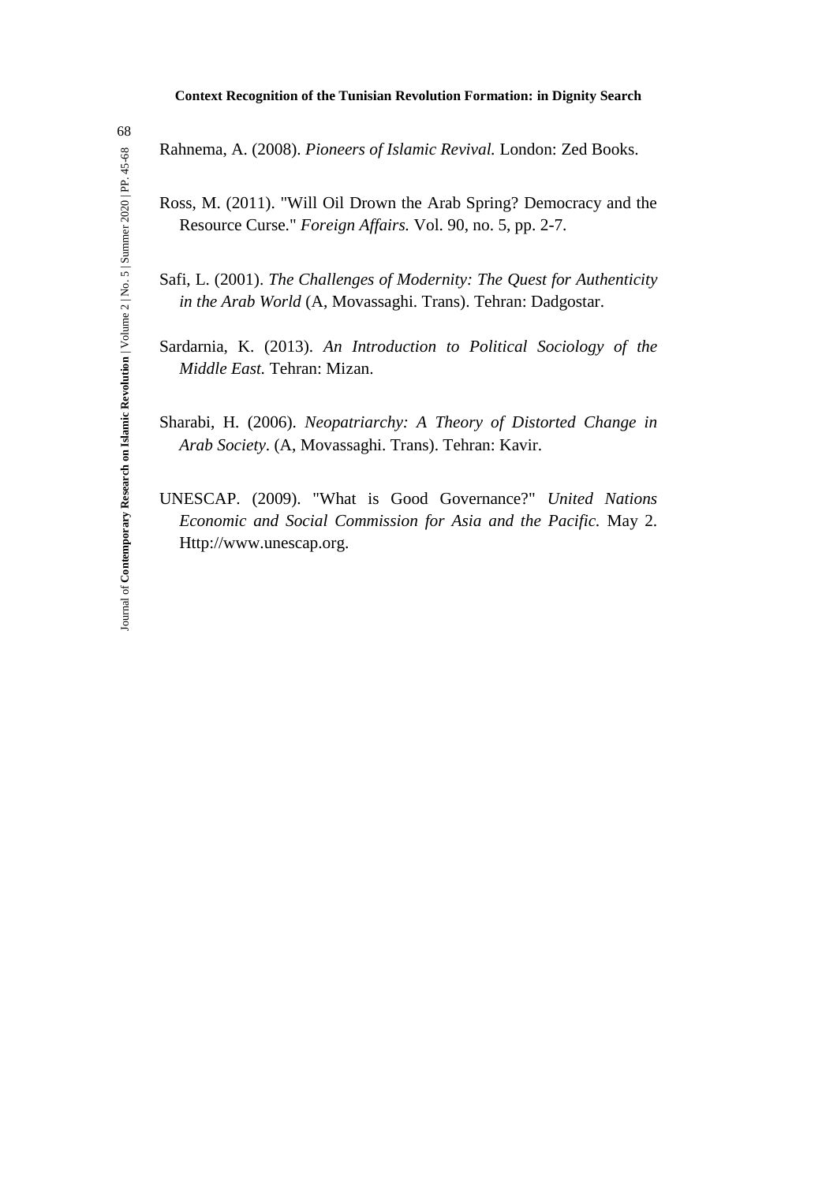Rahnema, A. (2008). *Pioneers of Islamic Revival.* London: Zed Books.

Ross, M. (2011). "Will Oil Drown the Arab Spring? Democracy and the Resource Curse." *Foreign Affairs.* Vol. 90, no. 5, pp. 2-7.

Safi, L. (2001). *The Challenges of Modernity: The Quest for Authenticity in the Arab World* (A, Movassaghi. Trans). Tehran: Dadgostar.

Sardarnia, K. (2013). *An Introduction to Political Sociology of the Middle East.* Tehran: Mizan.

Sharabi, H. (2006). *Neopatriarchy: A Theory of Distorted Change in Arab Society*. (A, Movassaghi. Trans). Tehran: Kavir.

UNESCAP. (2009). "What is Good Governance?" *United Nations Economic and Social Commission for Asia and the Pacific.* May 2. Http://www.unescap.org.